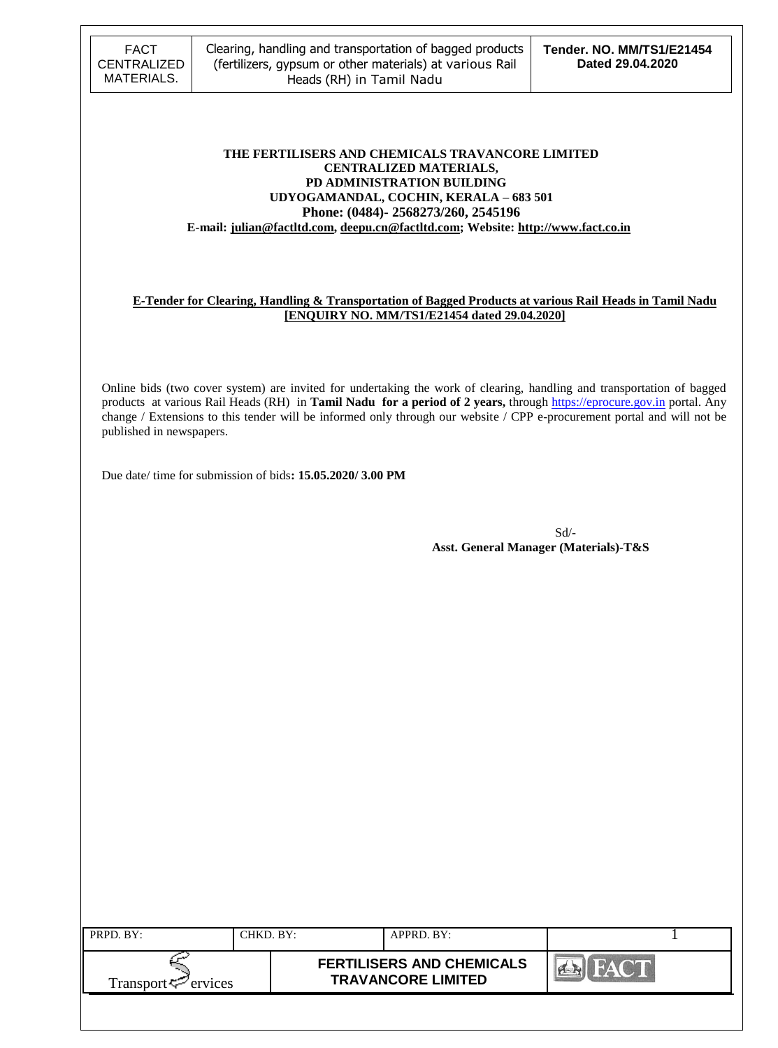**THE FERTILISERS AND CHEMICALS TRAVANCORE LIMITED**
**CENTRALIZED MATERIALS,**
**PD ADMINISTRATION BUILDING**
**UDYOGAMANDAL, COCHIN, KERALA – 683 501**
**Phone: (0484)- 2568273/260, 2545196**
**E-mail: julian@factltd.com, deepu.cn@factltd.com; Website: http://www.fact.co.in**

**E-Tender for Clearing, Handling & Transportation of Bagged Products at various Rail Heads in Tamil Nadu [ENQUIRY NO. MM/TS1/E21454 dated 29.04.2020]**

Online bids (two cover system) are invited for undertaking the work of clearing, handling and transportation of bagged products at various Rail Heads (RH) in **Tamil Nadu for a period of 2 years,** through https://eprocure.gov.in portal. Any change / Extensions to this tender will be informed only through our website / CPP e-procurement portal and will not be published in newspapers.

Due date/ time for submission of bids**: 15.05.2020/ 3.00 PM**

Sd/-
**Asst. General Manager (Materials)-T&S**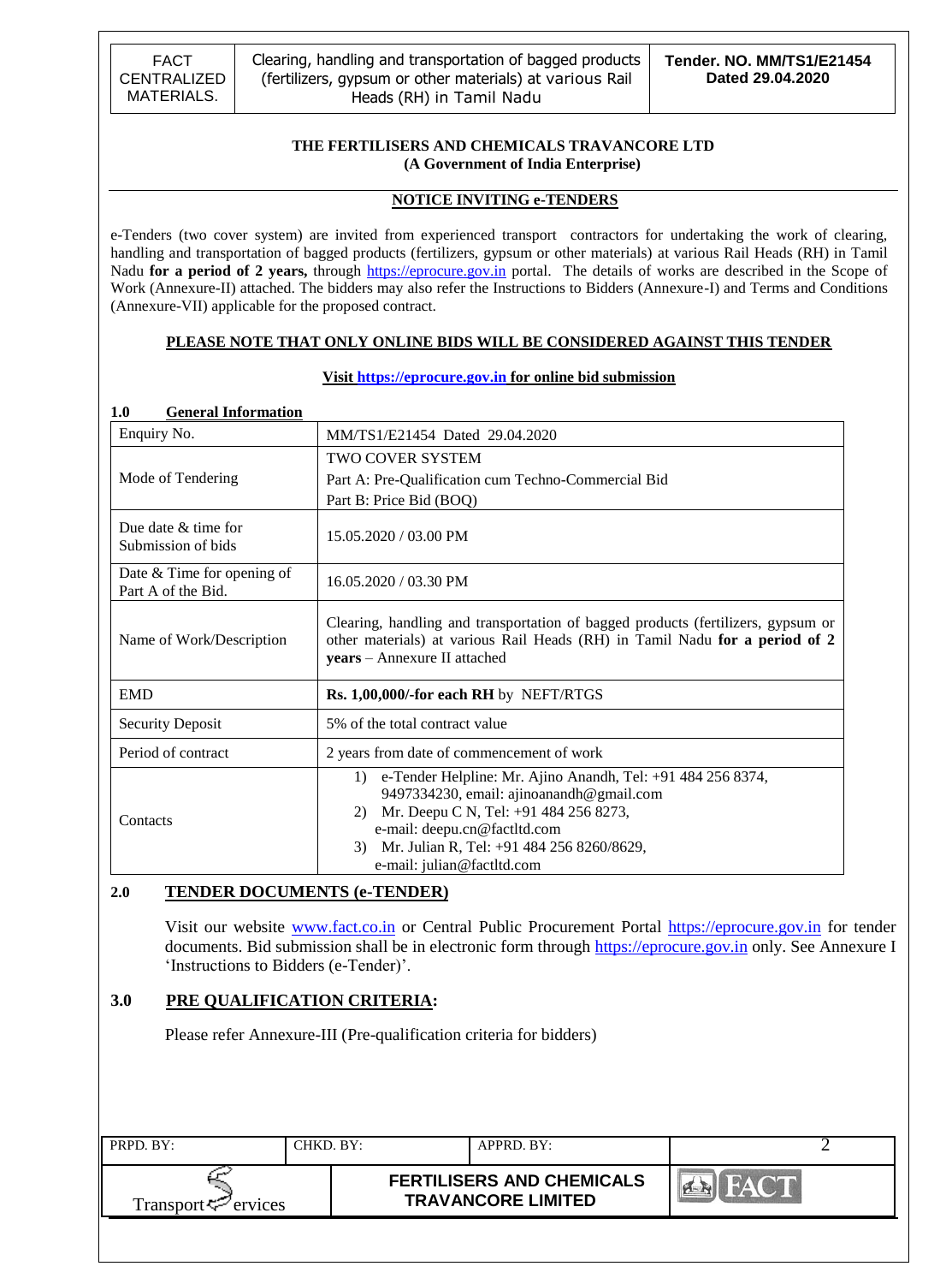**THE FERTILISERS AND CHEMICALS TRAVANCORE LTD**
**(A Government of India Enterprise)**

## NOTICE INVITING e-TENDERS

e-Tenders (two cover system) are invited from experienced transport contractors for undertaking the work of clearing, handling and transportation of bagged products (fertilizers, gypsum or other materials) at various Rail Heads (RH) in Tamil Nadu **for a period of 2 years,** through https://eprocure.gov.in portal. The details of works are described in the Scope of Work (Annexure-II) attached. The bidders may also refer the Instructions to Bidders (Annexure-I) and Terms and Conditions (Annexure-VII) applicable for the proposed contract.

**PLEASE NOTE THAT ONLY ONLINE BIDS WILL BE CONSIDERED AGAINST THIS TENDER**

**Visit https://eprocure.gov.in for online bid submission**

### 1.0 General Information

| Enquiry No. | MM/TS1/E21454 Dated 29.04.2020 |
|---|---|
| Mode of Tendering | TWO COVER SYSTEM<br>Part A: Pre-Qualification cum Techno-Commercial Bid<br>Part B: Price Bid (BOQ) |
| Due date & time for Submission of bids | 15.05.2020 / 03.00 PM |
| Date & Time for opening of Part A of the Bid. | 16.05.2020 / 03.30 PM |
| Name of Work/Description | Clearing, handling and transportation of bagged products (fertilizers, gypsum or other materials) at various Rail Heads (RH) in Tamil Nadu **for a period of 2 years** – Annexure II attached |
| EMD | **Rs. 1,00,000/-for each RH** by NEFT/RTGS |
| Security Deposit | 5% of the total contract value |
| Period of contract | 2 years from date of commencement of work |
| Contacts | 1) e-Tender Helpline: Mr. Ajino Anandh, Tel: +91 484 256 8374, 9497334230, email: ajinoanandh@gmail.com<br>2) Mr. Deepu C N, Tel: +91 484 256 8273, e-mail: deepu.cn@factltd.com<br>3) Mr. Julian R, Tel: +91 484 256 8260/8629, e-mail: julian@factltd.com |

### 2.0 TENDER DOCUMENTS (e-TENDER)

Visit our website www.fact.co.in or Central Public Procurement Portal https://eprocure.gov.in for tender documents. Bid submission shall be in electronic form through https://eprocure.gov.in only. See Annexure I 'Instructions to Bidders (e-Tender)'.

### 3.0 PRE QUALIFICATION CRITERIA:

Please refer Annexure-III (Pre-qualification criteria for bidders)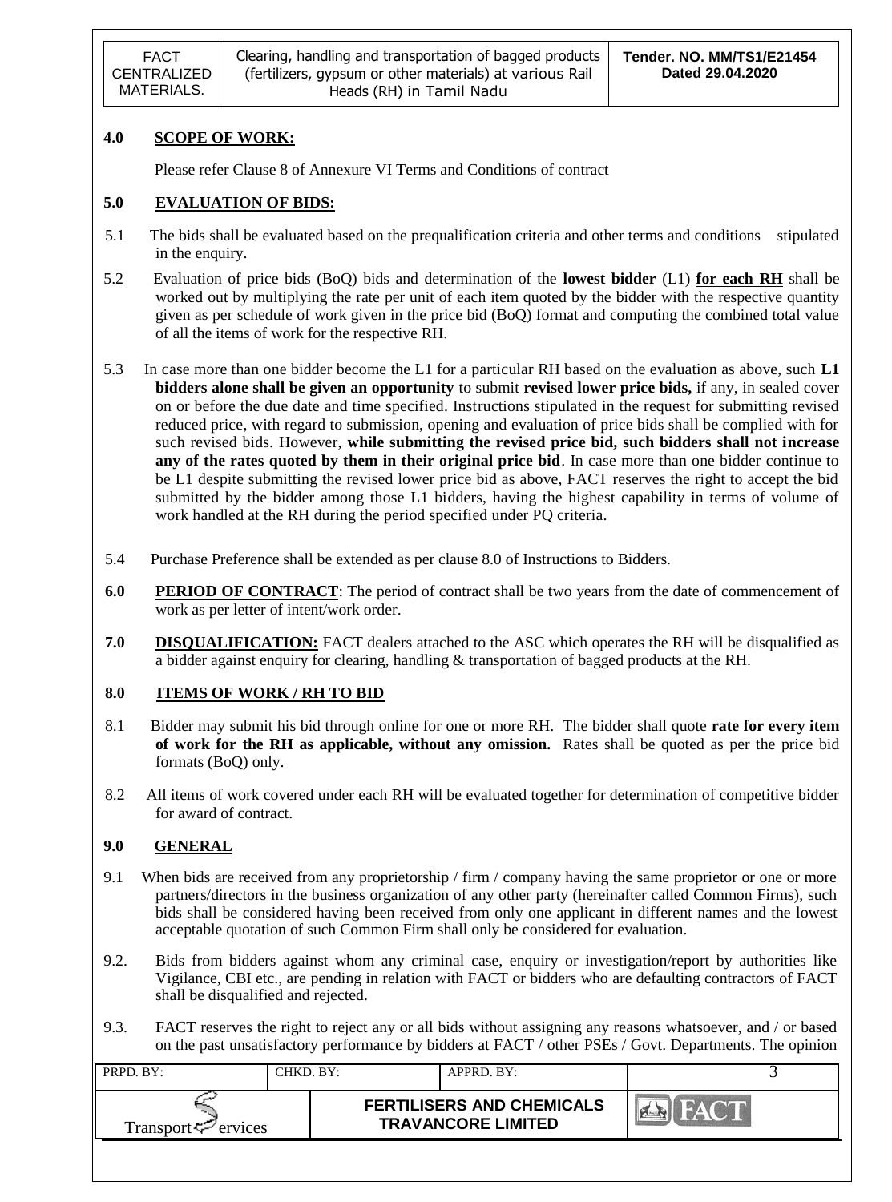## 4.0 SCOPE OF WORK:

Please refer Clause 8 of Annexure VI Terms and Conditions of contract

## 5.0 EVALUATION OF BIDS:

5.1 The bids shall be evaluated based on the prequalification criteria and other terms and conditions stipulated in the enquiry.

5.2 Evaluation of price bids (BoQ) bids and determination of the **lowest bidder** (L1) **for each RH** shall be worked out by multiplying the rate per unit of each item quoted by the bidder with the respective quantity given as per schedule of work given in the price bid (BoQ) format and computing the combined total value of all the items of work for the respective RH.

5.3 In case more than one bidder become the L1 for a particular RH based on the evaluation as above, such **L1 bidders alone shall be given an opportunity** to submit **revised lower price bids,** if any, in sealed cover on or before the due date and time specified. Instructions stipulated in the request for submitting revised reduced price, with regard to submission, opening and evaluation of price bids shall be complied with for such revised bids. However, **while submitting the revised price bid, such bidders shall not increase any of the rates quoted by them in their original price bid**. In case more than one bidder continue to be L1 despite submitting the revised lower price bid as above, FACT reserves the right to accept the bid submitted by the bidder among those L1 bidders, having the highest capability in terms of volume of work handled at the RH during the period specified under PQ criteria.

5.4 Purchase Preference shall be extended as per clause 8.0 of Instructions to Bidders.

## 6.0 PERIOD OF CONTRACT:

The period of contract shall be two years from the date of commencement of work as per letter of intent/work order.

## 7.0 DISQUALIFICATION:

FACT dealers attached to the ASC which operates the RH will be disqualified as a bidder against enquiry for clearing, handling & transportation of bagged products at the RH.

## 8.0 ITEMS OF WORK / RH TO BID

8.1 Bidder may submit his bid through online for one or more RH. The bidder shall quote **rate for every item of work for the RH as applicable, without any omission.** Rates shall be quoted as per the price bid formats (BoQ) only.

8.2 All items of work covered under each RH will be evaluated together for determination of competitive bidder for award of contract.

## 9.0 GENERAL

9.1 When bids are received from any proprietorship / firm / company having the same proprietor or one or more partners/directors in the business organization of any other party (hereinafter called Common Firms), such bids shall be considered having been received from only one applicant in different names and the lowest acceptable quotation of such Common Firm shall only be considered for evaluation.

9.2. Bids from bidders against whom any criminal case, enquiry or investigation/report by authorities like Vigilance, CBI etc., are pending in relation with FACT or bidders who are defaulting contractors of FACT shall be disqualified and rejected.

9.3. FACT reserves the right to reject any or all bids without assigning any reasons whatsoever, and / or based on the past unsatisfactory performance by bidders at FACT / other PSEs / Govt. Departments. The opinion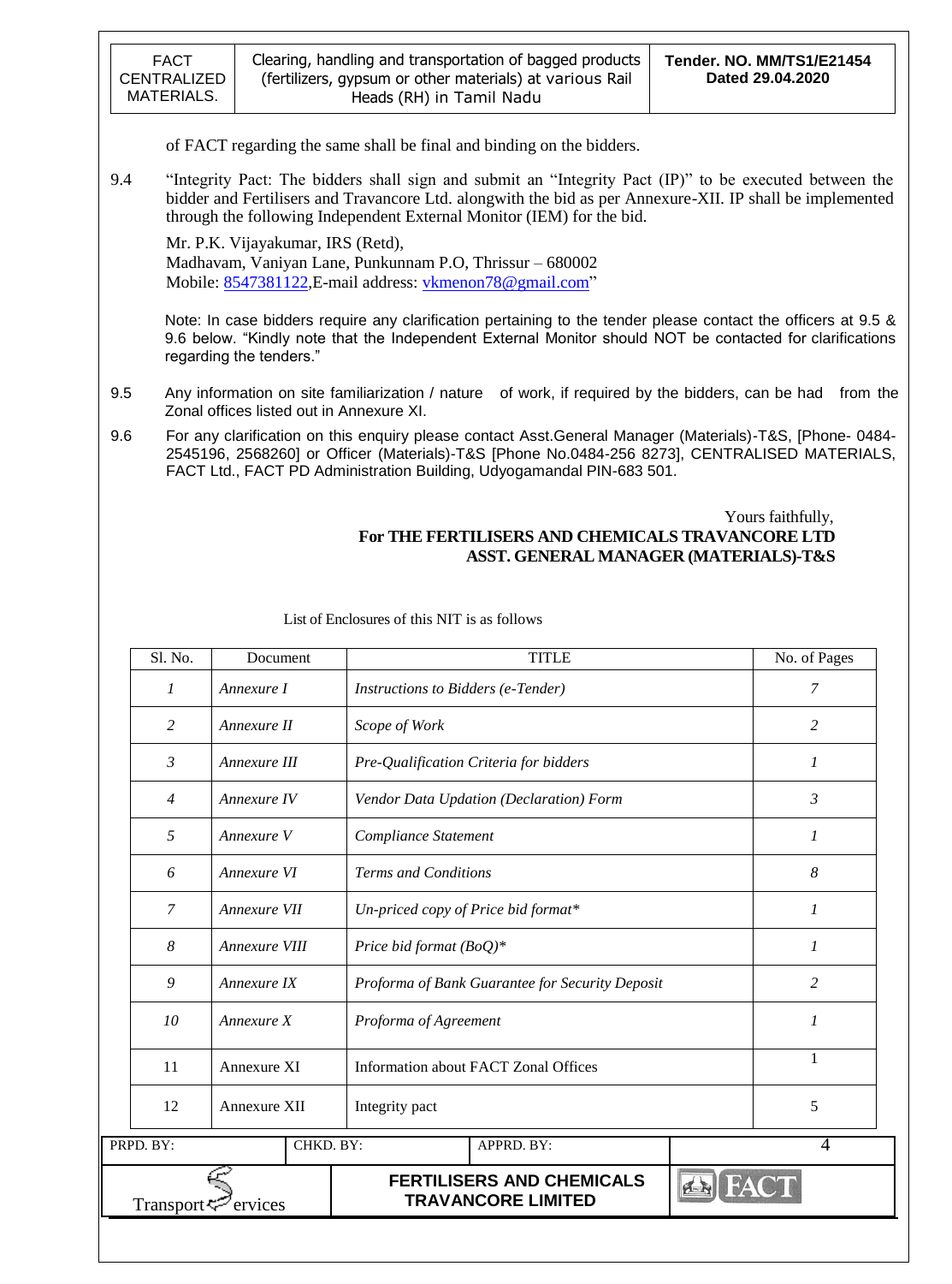of FACT regarding the same shall be final and binding on the bidders.

9.4 "Integrity Pact: The bidders shall sign and submit an "Integrity Pact (IP)" to be executed between the bidder and Fertilisers and Travancore Ltd. alongwith the bid as per Annexure-XII. IP shall be implemented through the following Independent External Monitor (IEM) for the bid.

Mr. P.K. Vijayakumar, IRS (Retd),
Madhavam, Vaniyan Lane, Punkunnam P.O, Thrissur – 680002
Mobile: 8547381122,E-mail address: vkmenon78@gmail.com"

Note: In case bidders require any clarification pertaining to the tender please contact the officers at 9.5 & 9.6 below. "Kindly note that the Independent External Monitor should NOT be contacted for clarifications regarding the tenders."

9.5 Any information on site familiarization / nature of work, if required by the bidders, can be had from the Zonal offices listed out in Annexure XI.

9.6 For any clarification on this enquiry please contact Asst.General Manager (Materials)-T&S, [Phone- 0484-2545196, 2568260] or Officer (Materials)-T&S [Phone No.0484-256 8273], CENTRALISED MATERIALS, FACT Ltd., FACT PD Administration Building, Udyogamandal PIN-683 501.

Yours faithfully,
**For THE FERTILISERS AND CHEMICALS TRAVANCORE LTD**
**ASST. GENERAL MANAGER (MATERIALS)-T&S**

List of Enclosures of this NIT is as follows

| Sl. No. | Document | TITLE | No. of Pages |
|---|---|---|---|
| *1* | *Annexure I* | *Instructions to Bidders (e-Tender)* | *7* |
| *2* | *Annexure II* | *Scope of Work* | *2* |
| *3* | *Annexure III* | *Pre-Qualification Criteria for bidders* | *1* |
| *4* | *Annexure IV* | *Vendor Data Updation (Declaration) Form* | *3* |
| *5* | *Annexure V* | *Compliance Statement* | *1* |
| *6* | *Annexure VI* | *Terms and Conditions* | *8* |
| *7* | *Annexure VII* | *Un-priced copy of Price bid format** | *1* |
| *8* | *Annexure VIII* | *Price bid format (BoQ)** | *1* |
| *9* | *Annexure IX* | *Proforma of Bank Guarantee for Security Deposit* | *2* |
| *10* | *Annexure X* | *Proforma of Agreement* | *1* |
| 11 | Annexure XI | Information about FACT Zonal Offices | 1 |
| 12 | Annexure XII | Integrity pact | 5 |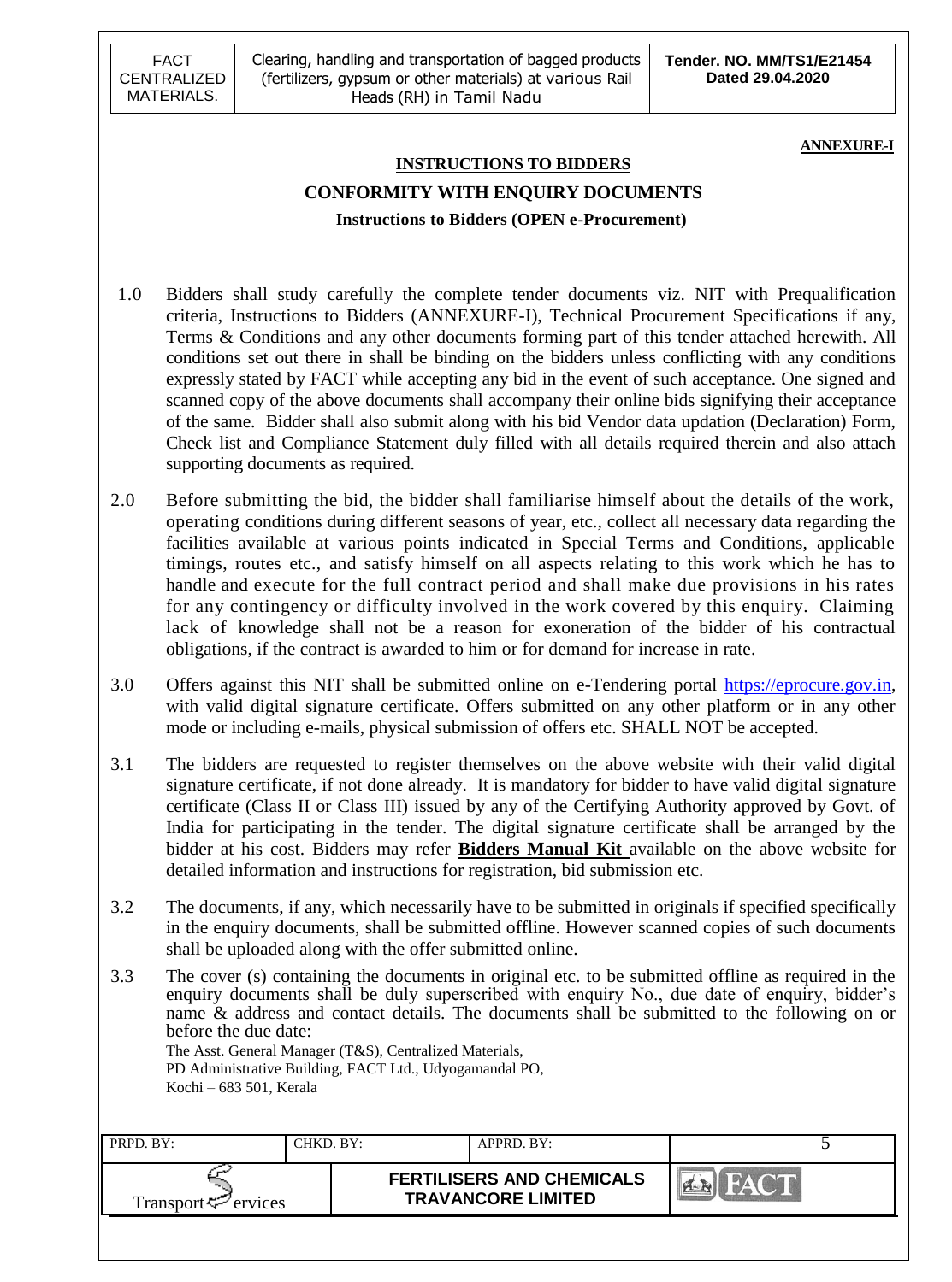**ANNEXURE-I**

## INSTRUCTIONS TO BIDDERS

## CONFORMITY WITH ENQUIRY DOCUMENTS

### Instructions to Bidders (OPEN e-Procurement)

1.0 Bidders shall study carefully the complete tender documents viz. NIT with Prequalification criteria, Instructions to Bidders (ANNEXURE-I), Technical Procurement Specifications if any, Terms & Conditions and any other documents forming part of this tender attached herewith. All conditions set out there in shall be binding on the bidders unless conflicting with any conditions expressly stated by FACT while accepting any bid in the event of such acceptance. One signed and scanned copy of the above documents shall accompany their online bids signifying their acceptance of the same. Bidder shall also submit along with his bid Vendor data updation (Declaration) Form, Check list and Compliance Statement duly filled with all details required therein and also attach supporting documents as required.

2.0 Before submitting the bid, the bidder shall familiarise himself about the details of the work, operating conditions during different seasons of year, etc., collect all necessary data regarding the facilities available at various points indicated in Special Terms and Conditions, applicable timings, routes etc., and satisfy himself on all aspects relating to this work which he has to handle and execute for the full contract period and shall make due provisions in his rates for any contingency or difficulty involved in the work covered by this enquiry. Claiming lack of knowledge shall not be a reason for exoneration of the bidder of his contractual obligations, if the contract is awarded to him or for demand for increase in rate.

3.0 Offers against this NIT shall be submitted online on e-Tendering portal https://eprocure.gov.in, with valid digital signature certificate. Offers submitted on any other platform or in any other mode or including e-mails, physical submission of offers etc. SHALL NOT be accepted.

3.1 The bidders are requested to register themselves on the above website with their valid digital signature certificate, if not done already. It is mandatory for bidder to have valid digital signature certificate (Class II or Class III) issued by any of the Certifying Authority approved by Govt. of India for participating in the tender. The digital signature certificate shall be arranged by the bidder at his cost. Bidders may refer **Bidders Manual Kit** available on the above website for detailed information and instructions for registration, bid submission etc.

3.2 The documents, if any, which necessarily have to be submitted in originals if specified specifically in the enquiry documents, shall be submitted offline. However scanned copies of such documents shall be uploaded along with the offer submitted online.

3.3 The cover (s) containing the documents in original etc. to be submitted offline as required in the enquiry documents shall be duly superscribed with enquiry No., due date of enquiry, bidder's name & address and contact details. The documents shall be submitted to the following on or before the due date:

The Asst. General Manager (T&S), Centralized Materials,
PD Administrative Building, FACT Ltd., Udyogamandal PO,
Kochi – 683 501, Kerala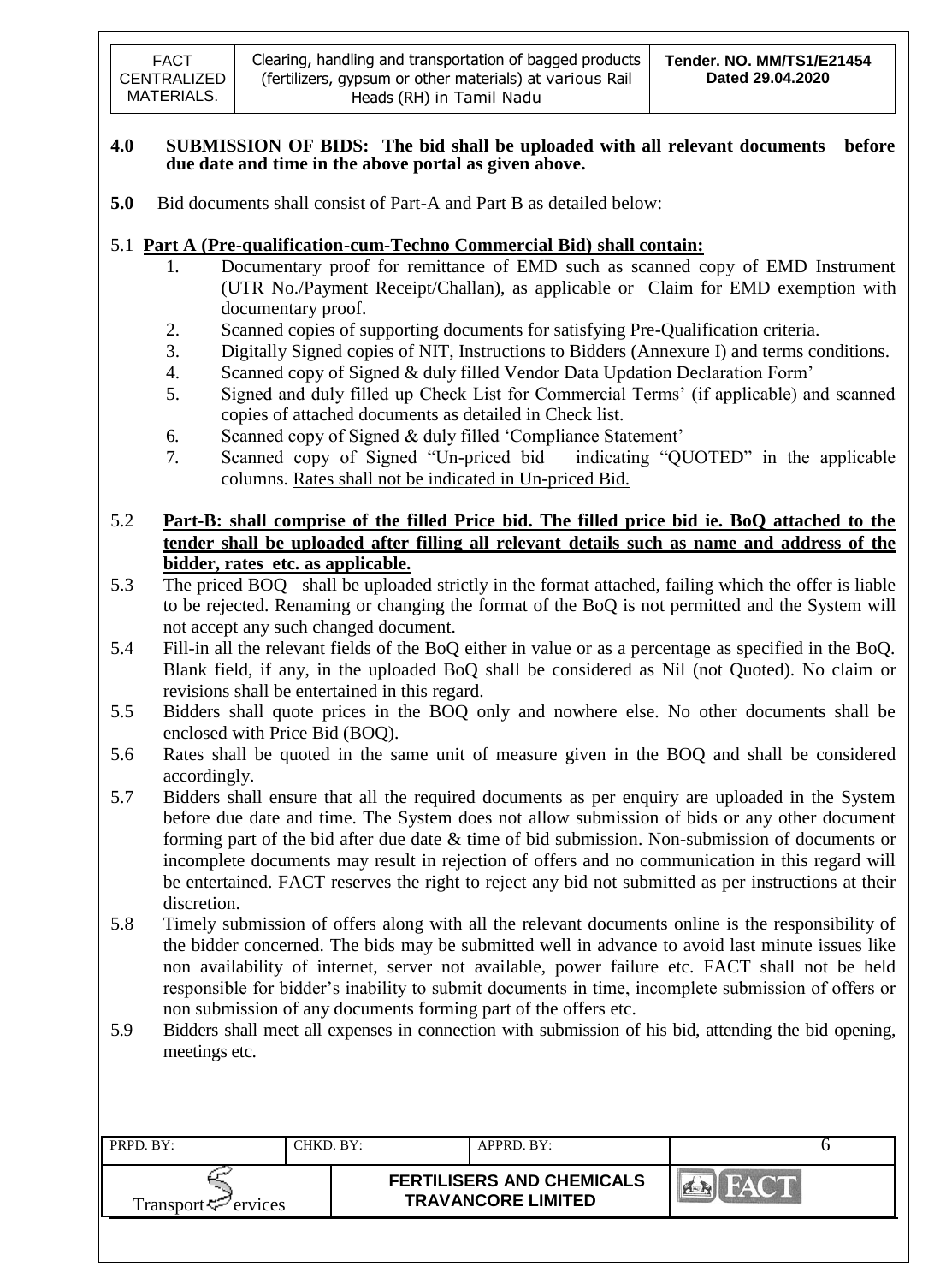**4.0 SUBMISSION OF BIDS: The bid shall be uploaded with all relevant documents before due date and time in the above portal as given above.**

**5.0** Bid documents shall consist of Part-A and Part B as detailed below:

5.1 **Part A (Pre-qualification-cum-Techno Commercial Bid) shall contain:**

1. Documentary proof for remittance of EMD such as scanned copy of EMD Instrument (UTR No./Payment Receipt/Challan), as applicable or Claim for EMD exemption with documentary proof.
2. Scanned copies of supporting documents for satisfying Pre-Qualification criteria.
3. Digitally Signed copies of NIT, Instructions to Bidders (Annexure I) and terms conditions.
4. Scanned copy of Signed & duly filled Vendor Data Updation Declaration Form'
5. Signed and duly filled up Check List for Commercial Terms' (if applicable) and scanned copies of attached documents as detailed in Check list.
6. Scanned copy of Signed & duly filled 'Compliance Statement'
7. Scanned copy of Signed "Un-priced bid indicating "QUOTED" in the applicable columns. Rates shall not be indicated in Un-priced Bid.

5.2 **Part-B: shall comprise of the filled Price bid. The filled price bid ie. BoQ attached to the tender shall be uploaded after filling all relevant details such as name and address of the bidder, rates etc. as applicable.**

5.3 The priced BOQ shall be uploaded strictly in the format attached, failing which the offer is liable to be rejected. Renaming or changing the format of the BoQ is not permitted and the System will not accept any such changed document.

5.4 Fill-in all the relevant fields of the BoQ either in value or as a percentage as specified in the BoQ. Blank field, if any, in the uploaded BoQ shall be considered as Nil (not Quoted). No claim or revisions shall be entertained in this regard.

5.5 Bidders shall quote prices in the BOQ only and nowhere else. No other documents shall be enclosed with Price Bid (BOQ).

5.6 Rates shall be quoted in the same unit of measure given in the BOQ and shall be considered accordingly.

5.7 Bidders shall ensure that all the required documents as per enquiry are uploaded in the System before due date and time. The System does not allow submission of bids or any other document forming part of the bid after due date & time of bid submission. Non-submission of documents or incomplete documents may result in rejection of offers and no communication in this regard will be entertained. FACT reserves the right to reject any bid not submitted as per instructions at their discretion.

5.8 Timely submission of offers along with all the relevant documents online is the responsibility of the bidder concerned. The bids may be submitted well in advance to avoid last minute issues like non availability of internet, server not available, power failure etc. FACT shall not be held responsible for bidder's inability to submit documents in time, incomplete submission of offers or non submission of any documents forming part of the offers etc.

5.9 Bidders shall meet all expenses in connection with submission of his bid, attending the bid opening, meetings etc.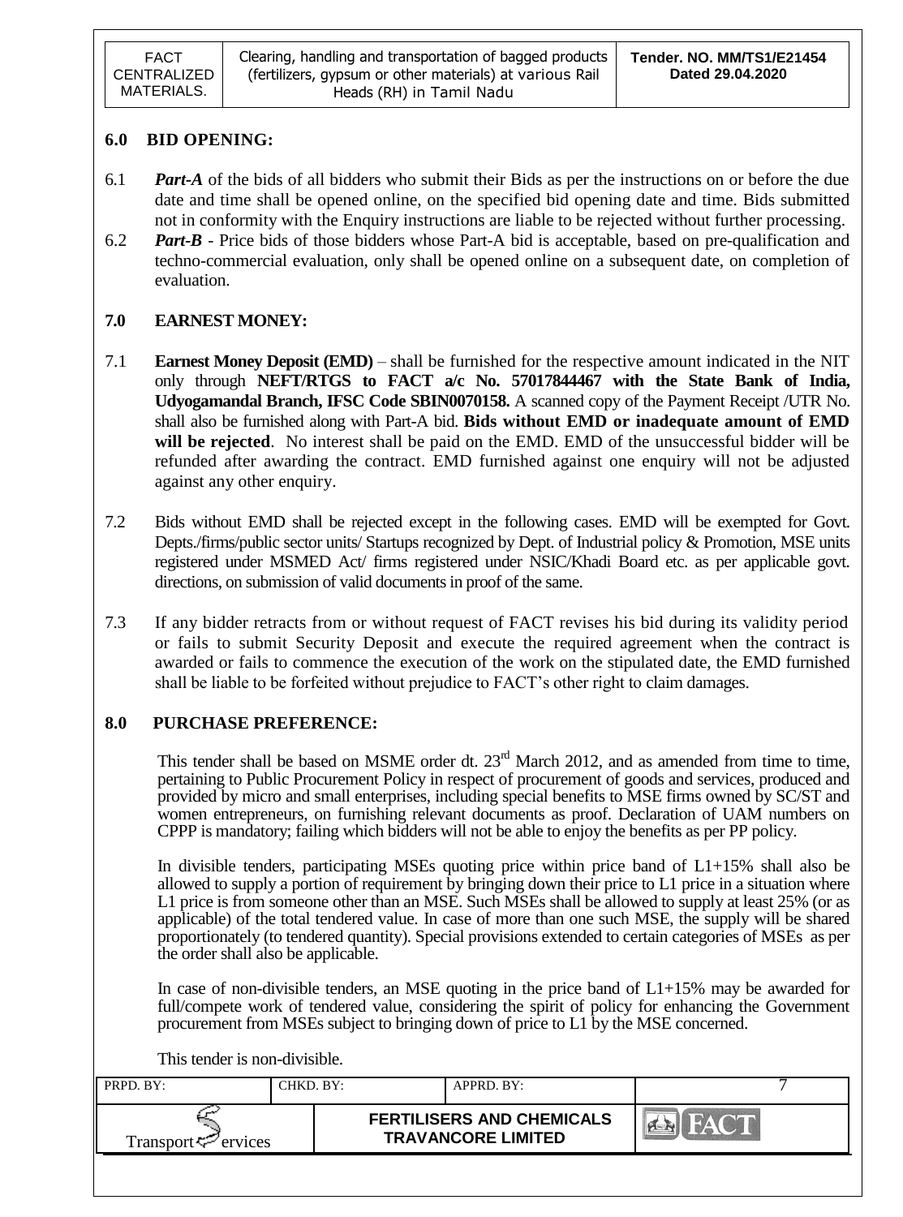## 6.0 BID OPENING:

6.1 ***Part-A*** of the bids of all bidders who submit their Bids as per the instructions on or before the due date and time shall be opened online, on the specified bid opening date and time. Bids submitted not in conformity with the Enquiry instructions are liable to be rejected without further processing.

6.2 ***Part-B*** - Price bids of those bidders whose Part-A bid is acceptable, based on pre-qualification and techno-commercial evaluation, only shall be opened online on a subsequent date, on completion of evaluation.

## 7.0 EARNEST MONEY:

7.1 **Earnest Money Deposit (EMD)** – shall be furnished for the respective amount indicated in the NIT only through **NEFT/RTGS to FACT a/c No. 57017844467 with the State Bank of India, Udyogamandal Branch, IFSC Code SBIN0070158.** A scanned copy of the Payment Receipt /UTR No. shall also be furnished along with Part-A bid. **Bids without EMD or inadequate amount of EMD will be rejected**. No interest shall be paid on the EMD. EMD of the unsuccessful bidder will be refunded after awarding the contract. EMD furnished against one enquiry will not be adjusted against any other enquiry.

7.2 Bids without EMD shall be rejected except in the following cases. EMD will be exempted for Govt. Depts./firms/public sector units/ Startups recognized by Dept. of Industrial policy & Promotion, MSE units registered under MSMED Act/ firms registered under NSIC/Khadi Board etc. as per applicable govt. directions, on submission of valid documents in proof of the same.

7.3 If any bidder retracts from or without request of FACT revises his bid during its validity period or fails to submit Security Deposit and execute the required agreement when the contract is awarded or fails to commence the execution of the work on the stipulated date, the EMD furnished shall be liable to be forfeited without prejudice to FACT's other right to claim damages.

## 8.0 PURCHASE PREFERENCE:

This tender shall be based on MSME order dt. 23rd March 2012, and as amended from time to time, pertaining to Public Procurement Policy in respect of procurement of goods and services, produced and provided by micro and small enterprises, including special benefits to MSE firms owned by SC/ST and women entrepreneurs, on furnishing relevant documents as proof. Declaration of UAM numbers on CPPP is mandatory; failing which bidders will not be able to enjoy the benefits as per PP policy.

In divisible tenders, participating MSEs quoting price within price band of L1+15% shall also be allowed to supply a portion of requirement by bringing down their price to L1 price in a situation where L1 price is from someone other than an MSE. Such MSEs shall be allowed to supply at least 25% (or as applicable) of the total tendered value. In case of more than one such MSE, the supply will be shared proportionately (to tendered quantity). Special provisions extended to certain categories of MSEs as per the order shall also be applicable.

In case of non-divisible tenders, an MSE quoting in the price band of L1+15% may be awarded for full/compete work of tendered value, considering the spirit of policy for enhancing the Government procurement from MSEs subject to bringing down of price to L1 by the MSE concerned.

This tender is non-divisible.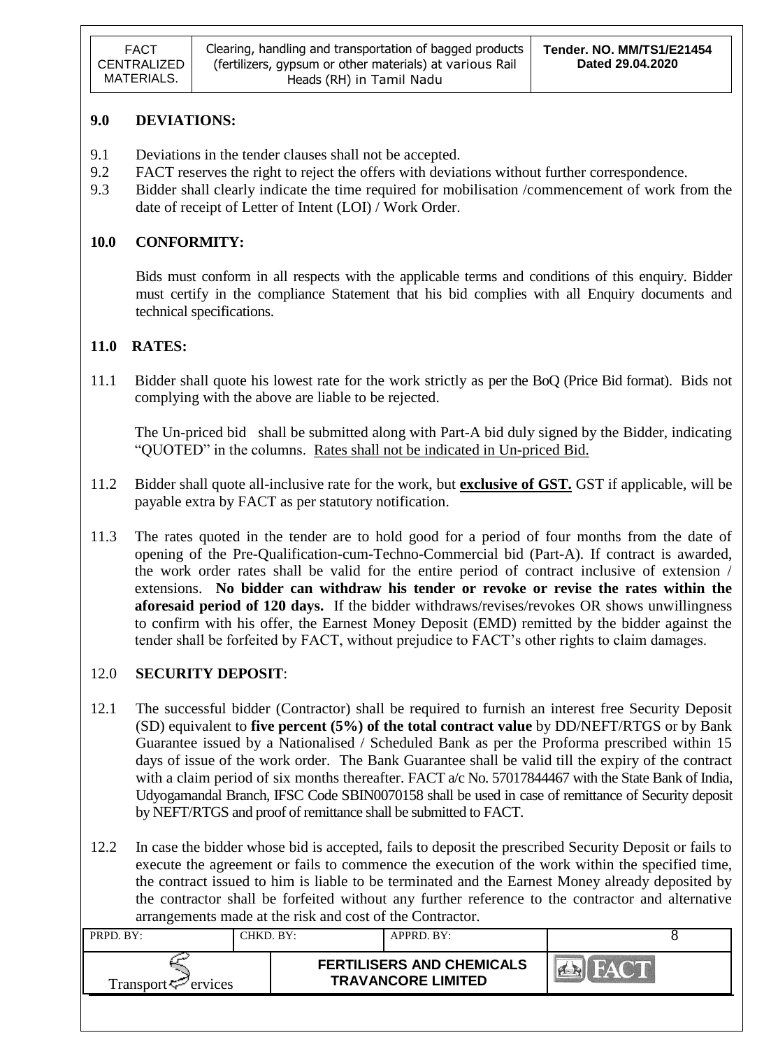## 9.0 DEVIATIONS:

9.1 Deviations in the tender clauses shall not be accepted.

9.2 FACT reserves the right to reject the offers with deviations without further correspondence.

9.3 Bidder shall clearly indicate the time required for mobilisation /commencement of work from the date of receipt of Letter of Intent (LOI) / Work Order.

## 10.0 CONFORMITY:

Bids must conform in all respects with the applicable terms and conditions of this enquiry. Bidder must certify in the compliance Statement that his bid complies with all Enquiry documents and technical specifications.

## 11.0 RATES:

11.1 Bidder shall quote his lowest rate for the work strictly as per the BoQ (Price Bid format). Bids not complying with the above are liable to be rejected.

The Un-priced bid shall be submitted along with Part-A bid duly signed by the Bidder, indicating "QUOTED" in the columns. Rates shall not be indicated in Un-priced Bid.

11.2 Bidder shall quote all-inclusive rate for the work, but **exclusive of GST.** GST if applicable, will be payable extra by FACT as per statutory notification.

11.3 The rates quoted in the tender are to hold good for a period of four months from the date of opening of the Pre-Qualification-cum-Techno-Commercial bid (Part-A). If contract is awarded, the work order rates shall be valid for the entire period of contract inclusive of extension / extensions. **No bidder can withdraw his tender or revoke or revise the rates within the aforesaid period of 120 days.** If the bidder withdraws/revises/revokes OR shows unwillingness to confirm with his offer, the Earnest Money Deposit (EMD) remitted by the bidder against the tender shall be forfeited by FACT, without prejudice to FACT's other rights to claim damages.

## 12.0 SECURITY DEPOSIT:

12.1 The successful bidder (Contractor) shall be required to furnish an interest free Security Deposit (SD) equivalent to **five percent (5%) of the total contract value** by DD/NEFT/RTGS or by Bank Guarantee issued by a Nationalised / Scheduled Bank as per the Proforma prescribed within 15 days of issue of the work order. The Bank Guarantee shall be valid till the expiry of the contract with a claim period of six months thereafter. FACT a/c No. 57017844467 with the State Bank of India, Udyogamandal Branch, IFSC Code SBIN0070158 shall be used in case of remittance of Security deposit by NEFT/RTGS and proof of remittance shall be submitted to FACT.

12.2 In case the bidder whose bid is accepted, fails to deposit the prescribed Security Deposit or fails to execute the agreement or fails to commence the execution of the work within the specified time, the contract issued to him is liable to be terminated and the Earnest Money already deposited by the contractor shall be forfeited without any further reference to the contractor and alternative arrangements made at the risk and cost of the Contractor.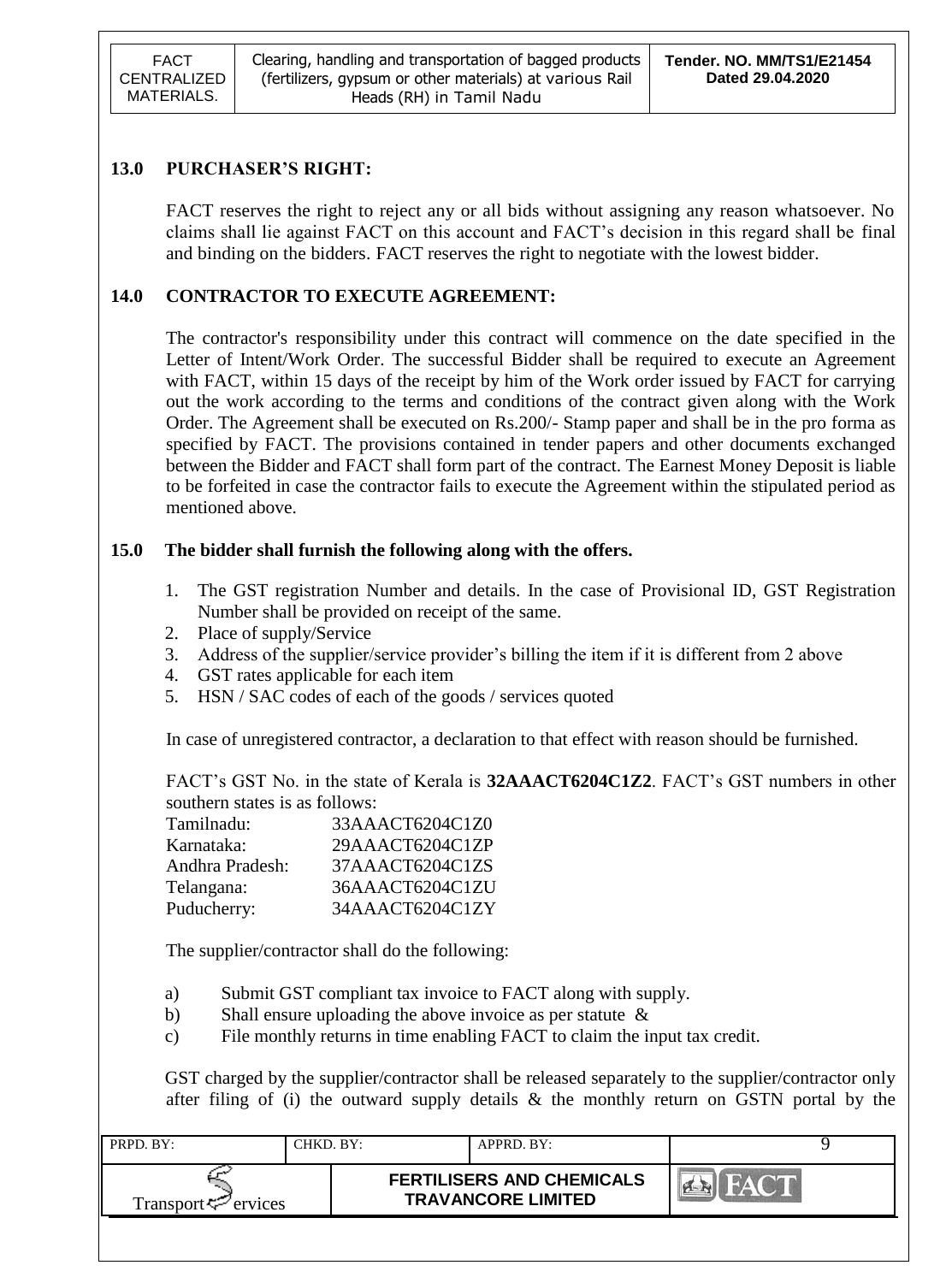## 13.0 PURCHASER'S RIGHT:

FACT reserves the right to reject any or all bids without assigning any reason whatsoever. No claims shall lie against FACT on this account and FACT's decision in this regard shall be final and binding on the bidders. FACT reserves the right to negotiate with the lowest bidder.

## 14.0 CONTRACTOR TO EXECUTE AGREEMENT:

The contractor's responsibility under this contract will commence on the date specified in the Letter of Intent/Work Order. The successful Bidder shall be required to execute an Agreement with FACT, within 15 days of the receipt by him of the Work order issued by FACT for carrying out the work according to the terms and conditions of the contract given along with the Work Order. The Agreement shall be executed on Rs.200/- Stamp paper and shall be in the pro forma as specified by FACT. The provisions contained in tender papers and other documents exchanged between the Bidder and FACT shall form part of the contract. The Earnest Money Deposit is liable to be forfeited in case the contractor fails to execute the Agreement within the stipulated period as mentioned above.

## 15.0 The bidder shall furnish the following along with the offers.

1. The GST registration Number and details. In the case of Provisional ID, GST Registration Number shall be provided on receipt of the same.
2. Place of supply/Service
3. Address of the supplier/service provider's billing the item if it is different from 2 above
4. GST rates applicable for each item
5. HSN / SAC codes of each of the goods / services quoted

In case of unregistered contractor, a declaration to that effect with reason should be furnished.

FACT's GST No. in the state of Kerala is **32AAACT6204C1Z2**. FACT's GST numbers in other southern states is as follows:

| | |
|---|---|
| Tamilnadu: | 33AAACT6204C1Z0 |
| Karnataka: | 29AAACT6204C1ZP |
| Andhra Pradesh: | 37AAACT6204C1ZS |
| Telangana: | 36AAACT6204C1ZU |
| Puducherry: | 34AAACT6204C1ZY |

The supplier/contractor shall do the following:

a) Submit GST compliant tax invoice to FACT along with supply.
b) Shall ensure uploading the above invoice as per statute &
c) File monthly returns in time enabling FACT to claim the input tax credit.

GST charged by the supplier/contractor shall be released separately to the supplier/contractor only after filing of (i) the outward supply details & the monthly return on GSTN portal by the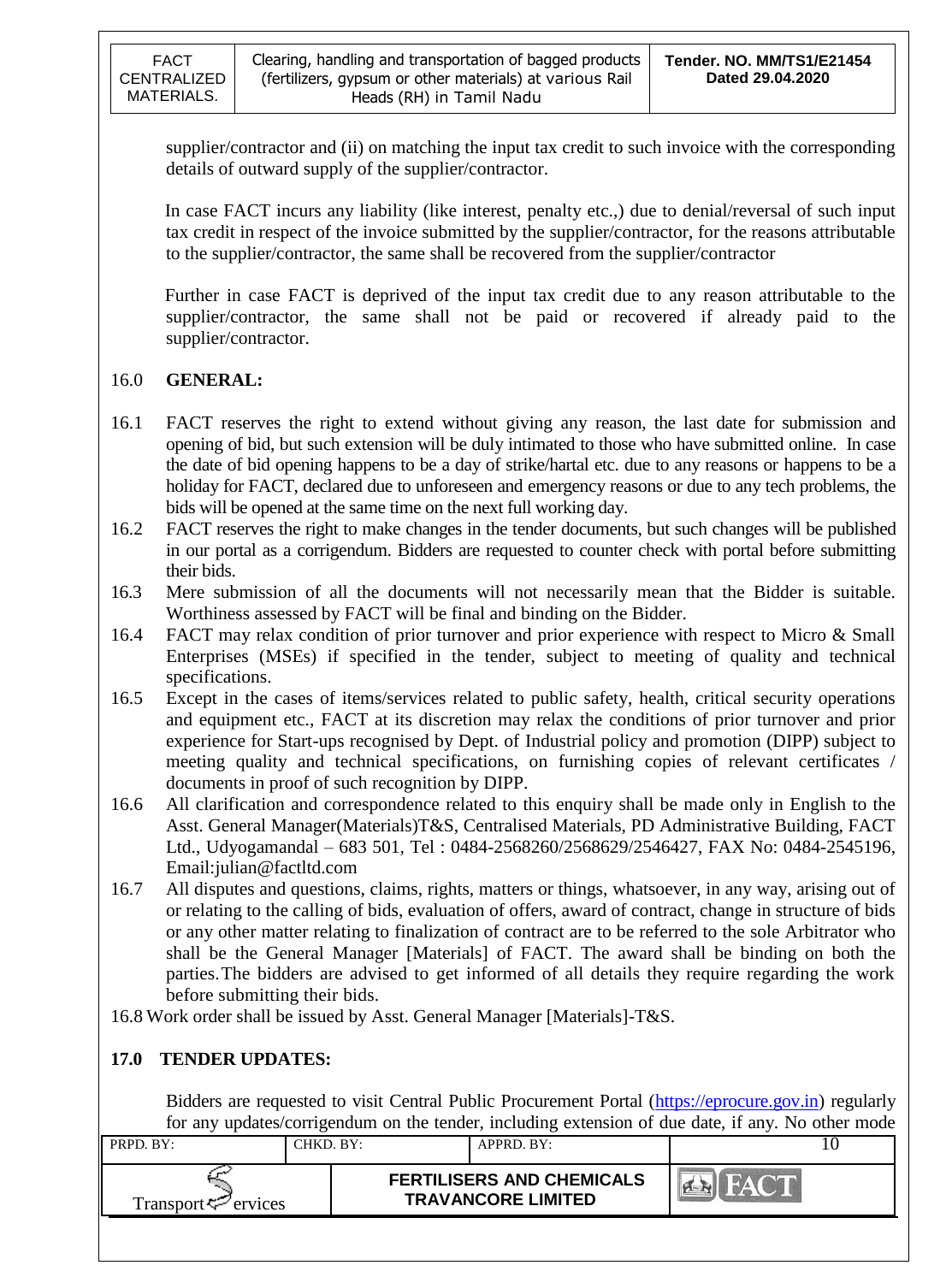supplier/contractor and (ii) on matching the input tax credit to such invoice with the corresponding details of outward supply of the supplier/contractor.

In case FACT incurs any liability (like interest, penalty etc.,) due to denial/reversal of such input tax credit in respect of the invoice submitted by the supplier/contractor, for the reasons attributable to the supplier/contractor, the same shall be recovered from the supplier/contractor

Further in case FACT is deprived of the input tax credit due to any reason attributable to the supplier/contractor, the same shall not be paid or recovered if already paid to the supplier/contractor.

## 16.0 GENERAL:

16.1 FACT reserves the right to extend without giving any reason, the last date for submission and opening of bid, but such extension will be duly intimated to those who have submitted online. In case the date of bid opening happens to be a day of strike/hartal etc. due to any reasons or happens to be a holiday for FACT, declared due to unforeseen and emergency reasons or due to any tech problems, the bids will be opened at the same time on the next full working day.

16.2 FACT reserves the right to make changes in the tender documents, but such changes will be published in our portal as a corrigendum. Bidders are requested to counter check with portal before submitting their bids.

16.3 Mere submission of all the documents will not necessarily mean that the Bidder is suitable. Worthiness assessed by FACT will be final and binding on the Bidder.

16.4 FACT may relax condition of prior turnover and prior experience with respect to Micro & Small Enterprises (MSEs) if specified in the tender, subject to meeting of quality and technical specifications.

16.5 Except in the cases of items/services related to public safety, health, critical security operations and equipment etc., FACT at its discretion may relax the conditions of prior turnover and prior experience for Start-ups recognised by Dept. of Industrial policy and promotion (DIPP) subject to meeting quality and technical specifications, on furnishing copies of relevant certificates / documents in proof of such recognition by DIPP.

16.6 All clarification and correspondence related to this enquiry shall be made only in English to the Asst. General Manager(Materials)T&S, Centralised Materials, PD Administrative Building, FACT Ltd., Udyogamandal – 683 501, Tel : 0484-2568260/2568629/2546427, FAX No: 0484-2545196, Email:julian@factltd.com

16.7 All disputes and questions, claims, rights, matters or things, whatsoever, in any way, arising out of or relating to the calling of bids, evaluation of offers, award of contract, change in structure of bids or any other matter relating to finalization of contract are to be referred to the sole Arbitrator who shall be the General Manager [Materials] of FACT. The award shall be binding on both the parties. The bidders are advised to get informed of all details they require regarding the work before submitting their bids.

16.8 Work order shall be issued by Asst. General Manager [Materials]-T&S.

## 17.0 TENDER UPDATES:

Bidders are requested to visit Central Public Procurement Portal (https://eprocure.gov.in) regularly for any updates/corrigendum on the tender, including extension of due date, if any. No other mode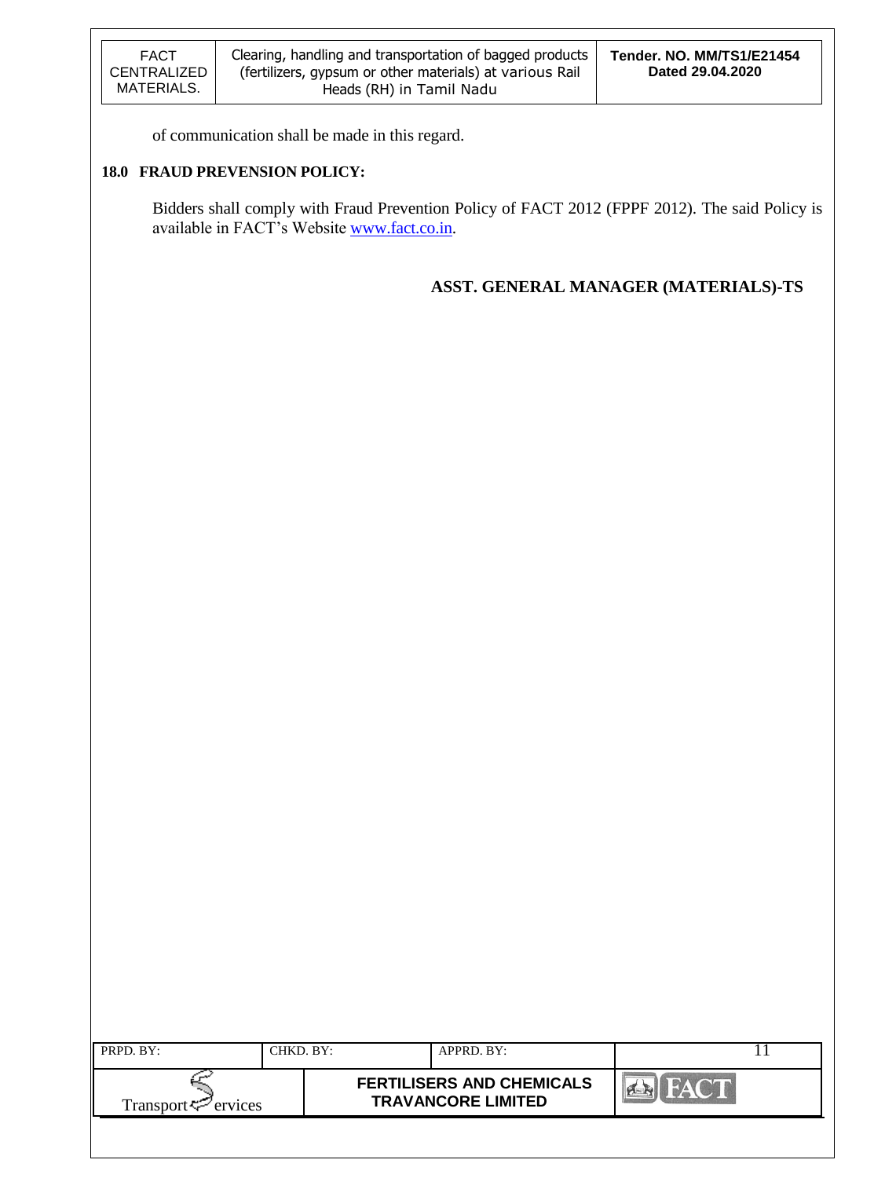of communication shall be made in this regard.

**18.0 FRAUD PREVENSION POLICY:**

Bidders shall comply with Fraud Prevention Policy of FACT 2012 (FPPF 2012). The said Policy is available in FACT's Website www.fact.co.in.

**ASST. GENERAL MANAGER (MATERIALS)-TS**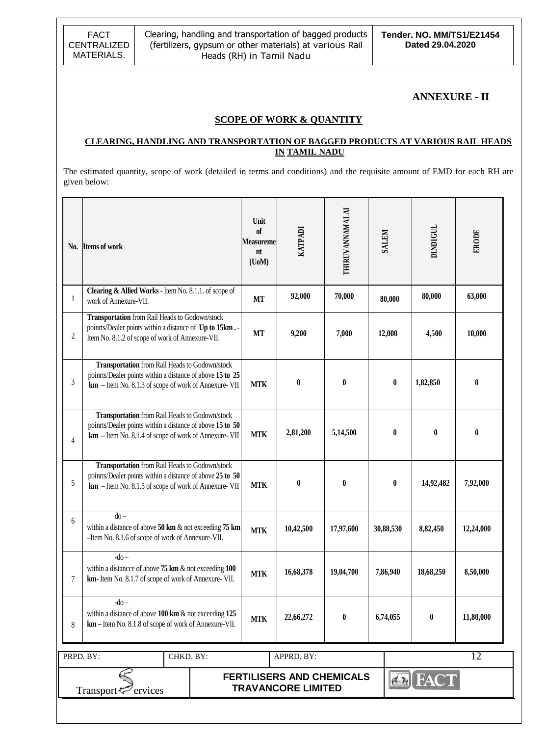## ANNEXURE - II

### SCOPE OF WORK & QUANTITY

#### CLEARING, HANDLING AND TRANSPORTATION OF BAGGED PRODUCTS AT VARIOUS RAIL HEADS IN TAMIL NADU

The estimated quantity, scope of work (detailed in terms and conditions) and the requisite amount of EMD for each RH are given below:

| No. | Items of work | Unit of Measurement (UoM) | KATPADI | THIRUVANNAMALAI | SALEM | DINDIGUL | ERODE |
|---|---|---|---|---|---|---|---|
| 1 | **Clearing & Allied Works** - Item No. 8.1.1. of scope of work of Annexure-VII. | **MT** | **92,000** | **70,000** | **80,000** | **80,000** | **63,000** |
| 2 | **Transportation** from Rail Heads to Godown/stock poinrts/Dealer points within a distance of **Up to 15km .** - Item No. 8.1.2 of scope of work of Annexure-VII. | **MT** | **9,200** | **7,000** | **12,000** | **4,500** | **10,000** |
| 3 | **Transportation** from Rail Heads to Godown/stock poinrts/Dealer points within a distance of above **15 to 25 km** – Item No. 8.1.3 of scope of work of Annexure- VII | **MTK** | **0** | **0** | **0** | **1,82,850** | **0** |
| 4 | **Transportation** from Rail Heads to Godown/stock poinrts/Dealer points within a distance of above **15 to 50 km** – Item No. 8.1.4 of scope of work of Annexure- VII | **MTK** | **2,81,200** | **5,14,500** | **0** | **0** | **0** |
| 5 | **Transportation** from Rail Heads to Godown/stock poinrts/Dealer points within a distance of above **25 to 50 km** – Item No. 8.1.5 of scope of work of Annexure- VII | **MTK** | **0** | **0** | **0** | **14,92,482** | **7,92,000** |
| 6 | do – within a distance of above **50 km** & not exceeding **75 km** –Item No. 8.1.6 of scope of work of Annexure-VII. | **MTK** | **10,42,500** | **17,97,600** | **30,88,530** | **8,82,450** | **12,24,000** |
| 7 | -do – within a distancce of above **75 km** & not exceeding **100 km-** Item No. 8.1.7 of scope of work of Annexure- VII. | **MTK** | **16,68,378** | **19,04,700** | **7,86,940** | **18,68,250** | **8,50,000** |
| 8 | -do – within a distance of above **100 km** & not exceeding **125 km** – Item No. 8.1.8 of scope of work of Annexure-VII. | **MTK** | **22,66,272** | **0** | **6,74,055** | **0** | **11,80,000** |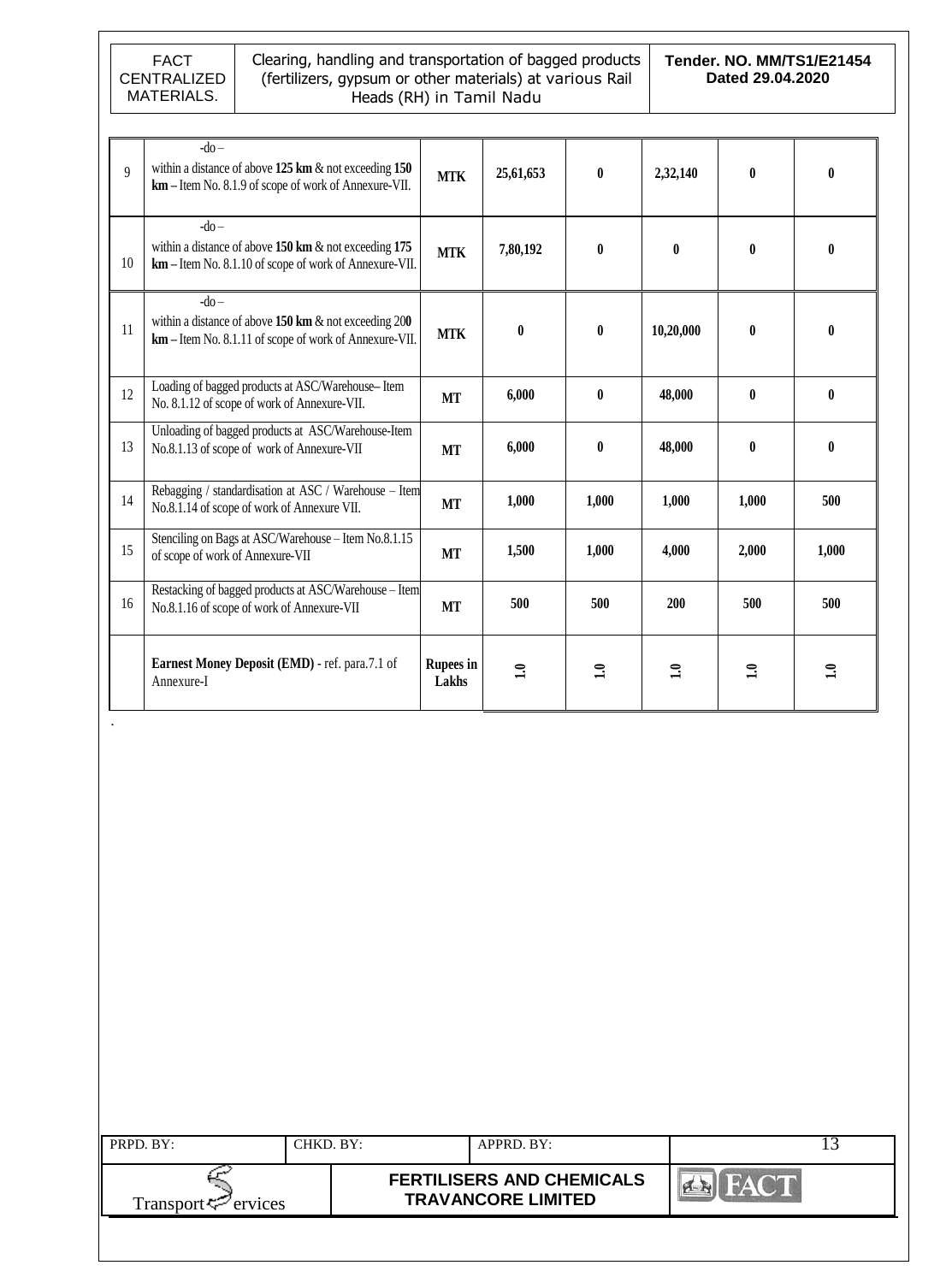| 9 | -do – within a distance of above **125 km** & not exceeding **150 km** – Item No. 8.1.9 of scope of work of Annexure-VII. | **MTK** | **25,61,653** | **0** | **2,32,140** | **0** | **0** |
|---|---|---|---|---|---|---|---|
| 10 | -do – within a distance of above **150 km** & not exceeding **175 km** – Item No. 8.1.10 of scope of work of Annexure-VII. | **MTK** | **7,80,192** | **0** | **0** | **0** | **0** |
| 11 | -do – within a distance of above **150 km** & not exceeding 20**0 km** – Item No. 8.1.11 of scope of work of Annexure-VII. | **MTK** | **0** | **0** | **10,20,000** | **0** | **0** |
| 12 | Loading of bagged products at ASC/Warehouse– Item No. 8.1.12 of scope of work of Annexure-VII. | **MT** | **6,000** | **0** | **48,000** | **0** | **0** |
| 13 | Unloading of bagged products at ASC/Warehouse-Item No.8.1.13 of scope of work of Annexure-VII | **MT** | **6,000** | **0** | **48,000** | **0** | **0** |
| 14 | Rebagging / standardisation at ASC / Warehouse – Item No.8.1.14 of scope of work of Annexure VII. | **MT** | **1,000** | **1,000** | **1,000** | **1,000** | **500** |
| 15 | Stenciling on Bags at ASC/Warehouse – Item No.8.1.15 of scope of work of Annexure-VII | **MT** | **1,500** | **1,000** | **4,000** | **2,000** | **1,000** |
| 16 | Restacking of bagged products at ASC/Warehouse – Item No.8.1.16 of scope of work of Annexure-VII | **MT** | **500** | **500** | **200** | **500** | **500** |
| | **Earnest Money Deposit (EMD)** - ref. para.7.1 of Annexure-I | **Rupees in Lakhs** | **1.0** | **1.0** | **1.0** | **1.0** | **1.0** |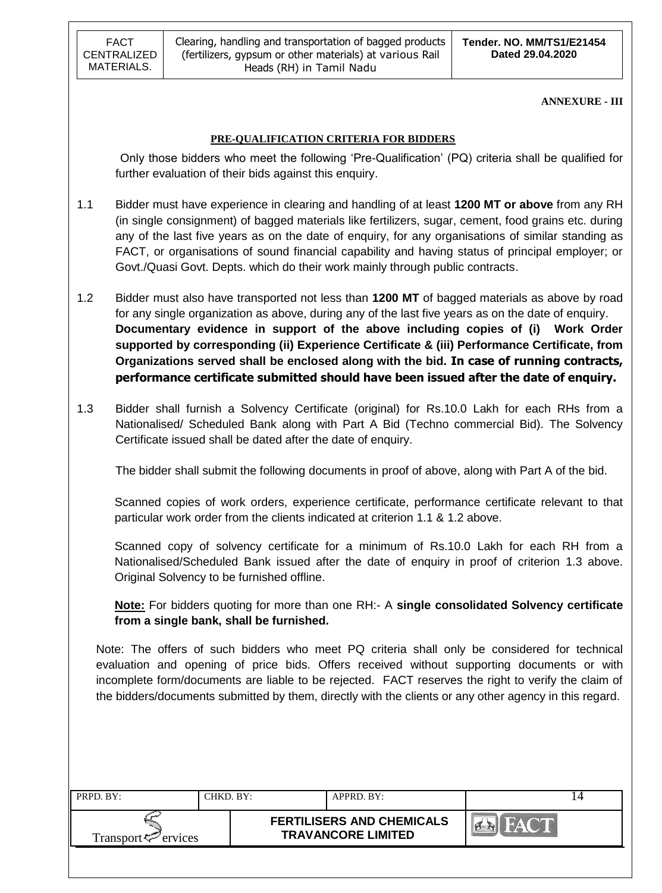**ANNEXURE - III**

## PRE-QUALIFICATION CRITERIA FOR BIDDERS

Only those bidders who meet the following 'Pre-Qualification' (PQ) criteria shall be qualified for further evaluation of their bids against this enquiry.

1.1 Bidder must have experience in clearing and handling of at least **1200 MT or above** from any RH (in single consignment) of bagged materials like fertilizers, sugar, cement, food grains etc. during any of the last five years as on the date of enquiry, for any organisations of similar standing as FACT, or organisations of sound financial capability and having status of principal employer; or Govt./Quasi Govt. Depts. which do their work mainly through public contracts.

1.2 Bidder must also have transported not less than **1200 MT** of bagged materials as above by road for any single organization as above, during any of the last five years as on the date of enquiry. **Documentary evidence in support of the above including copies of (i) Work Order supported by corresponding (ii) Experience Certificate & (iii) Performance Certificate, from Organizations served shall be enclosed along with the bid. In case of running contracts, performance certificate submitted should have been issued after the date of enquiry.**

1.3 Bidder shall furnish a Solvency Certificate (original) for Rs.10.0 Lakh for each RHs from a Nationalised/ Scheduled Bank along with Part A Bid (Techno commercial Bid). The Solvency Certificate issued shall be dated after the date of enquiry.

The bidder shall submit the following documents in proof of above, along with Part A of the bid.

Scanned copies of work orders, experience certificate, performance certificate relevant to that particular work order from the clients indicated at criterion 1.1 & 1.2 above.

Scanned copy of solvency certificate for a minimum of Rs.10.0 Lakh for each RH from a Nationalised/Scheduled Bank issued after the date of enquiry in proof of criterion 1.3 above. Original Solvency to be furnished offline.

**Note:** For bidders quoting for more than one RH:- A **single consolidated Solvency certificate from a single bank, shall be furnished.**

Note: The offers of such bidders who meet PQ criteria shall only be considered for technical evaluation and opening of price bids. Offers received without supporting documents or with incomplete form/documents are liable to be rejected. FACT reserves the right to verify the claim of the bidders/documents submitted by them, directly with the clients or any other agency in this regard.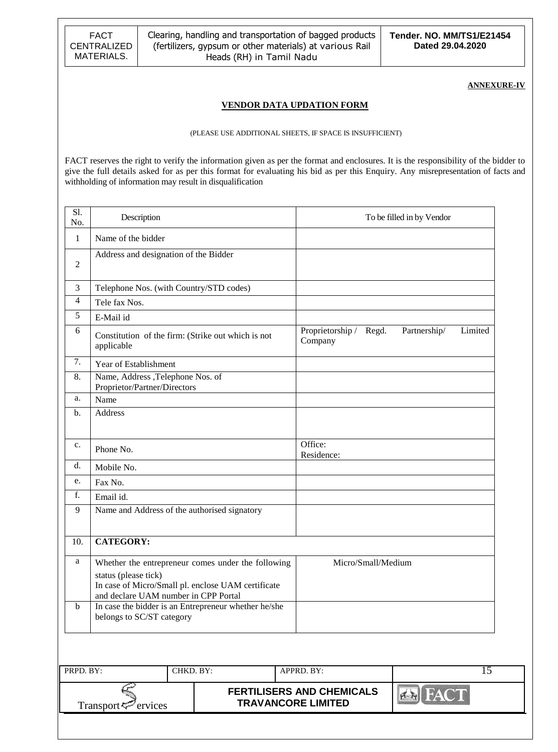**ANNEXURE-IV**

## VENDOR DATA UPDATION FORM

(PLEASE USE ADDITIONAL SHEETS, IF SPACE IS INSUFFICIENT)

FACT reserves the right to verify the information given as per the format and enclosures. It is the responsibility of the bidder to give the full details asked for as per this format for evaluating his bid as per this Enquiry. Any misrepresentation of facts and withholding of information may result in disqualification

| Sl. No. | Description | To be filled in by Vendor |
|---|---|---|
| 1 | Name of the bidder | |
| 2 | Address and designation of the Bidder | |
| 3 | Telephone Nos. (with Country/STD codes) | |
| 4 | Tele fax Nos. | |
| 5 | E-Mail id | |
| 6 | Constitution of the firm: (Strike out which is not applicable | Proprietorship / Regd. Partnership/ Limited Company |
| 7. | Year of Establishment | |
| 8. | Name, Address ,Telephone Nos. of Proprietor/Partner/Directors | |
| a. | Name | |
| b. | Address | |
| c. | Phone No. | Office:<br>Residence: |
| d. | Mobile No. | |
| e. | Fax No. | |
| f. | Email id. | |
| 9 | Name and Address of the authorised signatory | |
| 10. | **CATEGORY:** | |
| a | Whether the entrepreneur comes under the following status (please tick)<br>In case of Micro/Small pl. enclose UAM certificate and declare UAM number in CPP Portal | Micro/Small/Medium |
| b | In case the bidder is an Entrepreneur whether he/she belongs to SC/ST category | |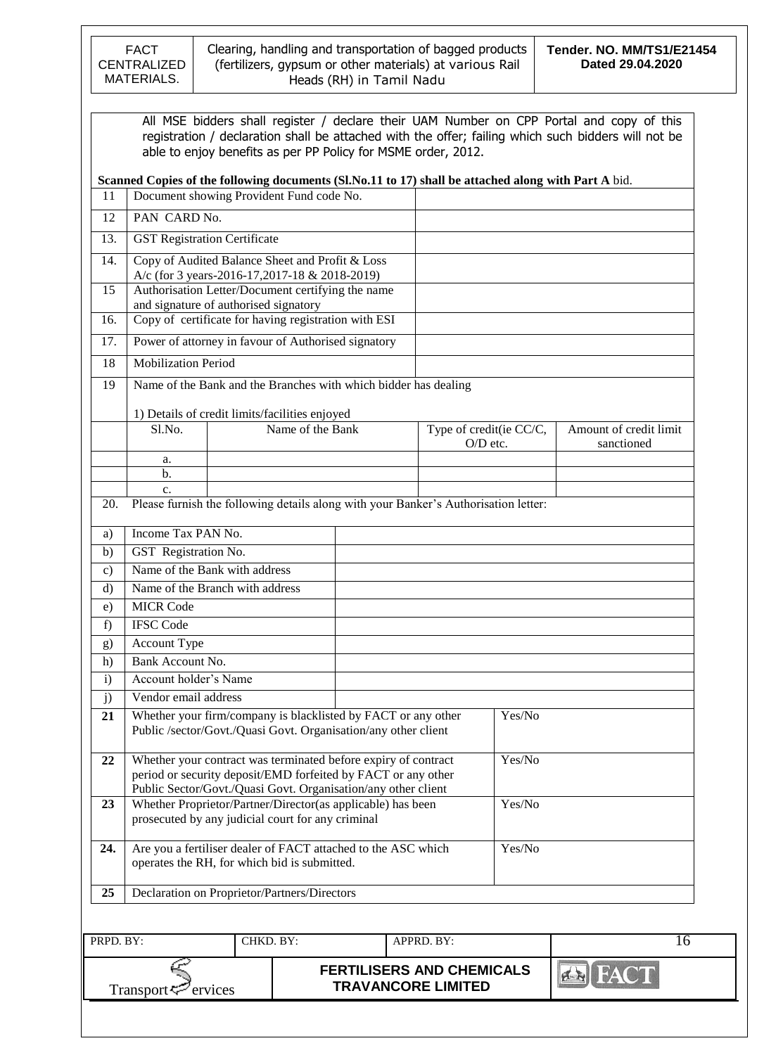All MSE bidders shall register / declare their UAM Number on CPP Portal and copy of this registration / declaration shall be attached with the offer; failing which such bidders will not be able to enjoy benefits as per PP Policy for MSME order, 2012.

**Scanned Copies of the following documents (Sl.No.11 to 17) shall be attached along with Part A** bid.

| | | |
|---|---|---|
| 11 | Document showing Provident Fund code No. | |
| 12 | PAN CARD No. | |
| 13. | GST Registration Certificate | |
| 14. | Copy of Audited Balance Sheet and Profit & Loss A/c (for 3 years-2016-17,2017-18 & 2018-2019) | |
| 15 | Authorisation Letter/Document certifying the name and signature of authorised signatory | |
| 16. | Copy of certificate for having registration with ESI | |
| 17. | Power of attorney in favour of Authorised signatory | |
| 18 | Mobilization Period | |

19 Name of the Bank and the Branches with which bidder has dealing

1) Details of credit limits/facilities enjoyed

| Sl.No. | Name of the Bank | Type of credit(ie CC/C, O/D etc. | Amount of credit limit sanctioned |
|---|---|---|---|
| a. | | | |
| b. | | | |
| c. | | | |

20. Please furnish the following details along with your Banker's Authorisation letter:

| | | |
|---|---|---|
| a) | Income Tax PAN No. | |
| b) | GST Registration No. | |
| c) | Name of the Bank with address | |
| d) | Name of the Branch with address | |
| e) | MICR Code | |
| f) | IFSC Code | |
| g) | Account Type | |
| h) | Bank Account No. | |
| i) | Account holder's Name | |
| j) | Vendor email address | |

| | | |
|---|---|---|
| **21** | Whether your firm/company is blacklisted by FACT or any other Public /sector/Govt./Quasi Govt. Organisation/any other client | Yes/No |
| **22** | Whether your contract was terminated before expiry of contract period or security deposit/EMD forfeited by FACT or any other Public Sector/Govt./Quasi Govt. Organisation/any other client | Yes/No |
| **23** | Whether Proprietor/Partner/Director(as applicable) has been prosecuted by any judicial court for any criminal | Yes/No |
| **24.** | Are you a fertiliser dealer of FACT attached to the ASC which operates the RH, for which bid is submitted. | Yes/No |
| **25** | Declaration on Proprietor/Partners/Directors | |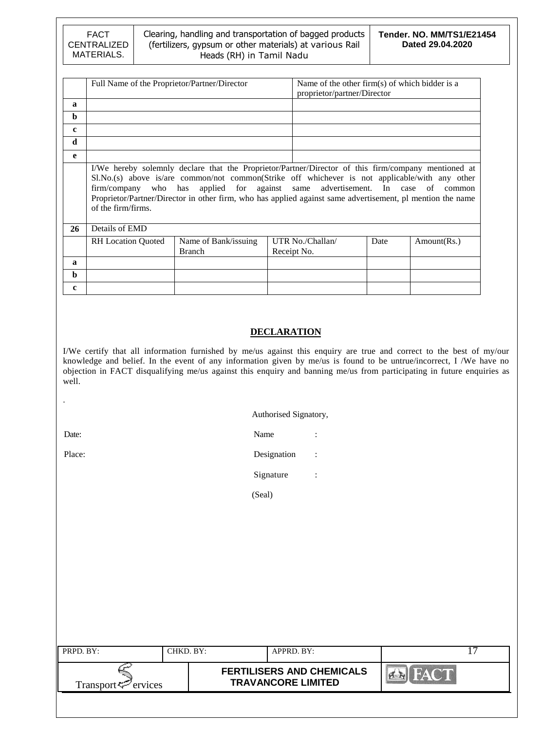|  | Full Name of the Proprietor/Partner/Director | Name of the other firm(s) of which bidder is a proprietor/partner/Director |
|---|---|---|
| a |  |  |
| b |  |  |
| c |  |  |
| d |  |  |
| e |  |  |
|  | I/We hereby solemnly declare that the Proprietor/Partner/Director of this firm/company mentioned at Sl.No.(s) above is/are common/not common(Strike off whichever is not applicable/with any other firm/company who has applied for against same advertisement. In case of common Proprietor/Partner/Director in other firm, who has applied against same advertisement, pl mention the name of the firm/firms. |  |

| 26 | Details of EMD | | | | |
|---|---|---|---|---|---|
|  | RH Location Quoted | Name of Bank/issuing Branch | UTR No./Challan/ Receipt No. | Date | Amount(Rs.) |
| a |  |  |  |  |  |
| b |  |  |  |  |  |
| c |  |  |  |  |  |

## DECLARATION

I/We certify that all information furnished by me/us against this enquiry are true and correct to the best of my/our knowledge and belief. In the event of any information given by me/us is found to be untrue/incorrect, I /We have no objection in FACT disqualifying me/us against this enquiry and banning me/us from participating in future enquiries as well.

Authorised Signatory,

Date: Name :

Place: Designation :

Signature :

(Seal)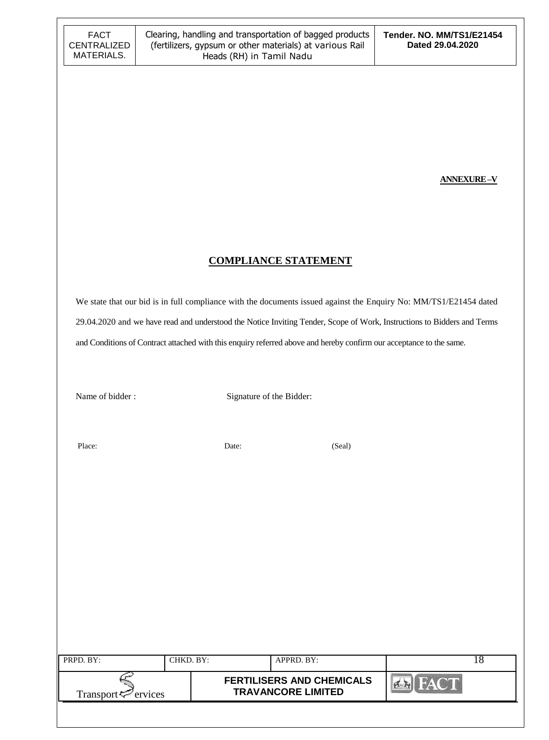**ANNEXURE –V**

## COMPLIANCE STATEMENT

We state that our bid is in full compliance with the documents issued against the Enquiry No: MM/TS1/E21454 dated 29.04.2020 and we have read and understood the Notice Inviting Tender, Scope of Work, Instructions to Bidders and Terms and Conditions of Contract attached with this enquiry referred above and hereby confirm our acceptance to the same.

Name of bidder :                    Signature of the Bidder:

Place:                    Date:                    (Seal)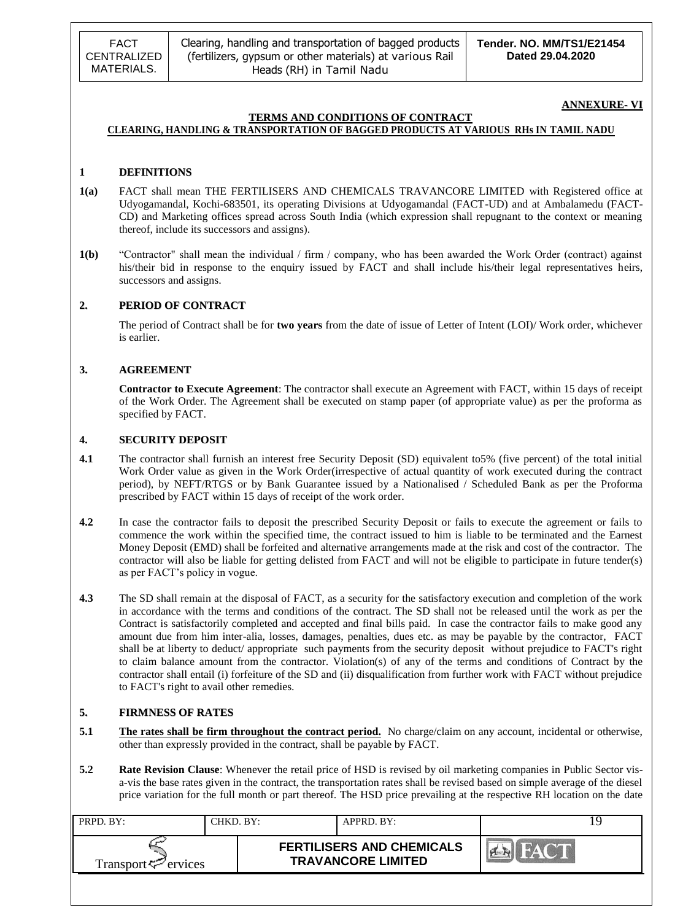**ANNEXURE- VI**

**TERMS AND CONDITIONS OF CONTRACT**

**CLEARING, HANDLING & TRANSPORTATION OF BAGGED PRODUCTS AT VARIOUS RHs IN TAMIL NADU**

## 1 DEFINITIONS

**1(a)** FACT shall mean THE FERTILISERS AND CHEMICALS TRAVANCORE LIMITED with Registered office at Udyogamandal, Kochi-683501, its operating Divisions at Udyogamandal (FACT-UD) and at Ambalamedu (FACT-CD) and Marketing offices spread across South India (which expression shall repugnant to the context or meaning thereof, include its successors and assigns).

**1(b)** "Contractor" shall mean the individual / firm / company, who has been awarded the Work Order (contract) against his/their bid in response to the enquiry issued by FACT and shall include his/their legal representatives heirs, successors and assigns.

## 2. PERIOD OF CONTRACT

The period of Contract shall be for **two years** from the date of issue of Letter of Intent (LOI)/ Work order, whichever is earlier.

## 3. AGREEMENT

**Contractor to Execute Agreement**: The contractor shall execute an Agreement with FACT, within 15 days of receipt of the Work Order. The Agreement shall be executed on stamp paper (of appropriate value) as per the proforma as specified by FACT.

## 4. SECURITY DEPOSIT

**4.1** The contractor shall furnish an interest free Security Deposit (SD) equivalent to5% (five percent) of the total initial Work Order value as given in the Work Order(irrespective of actual quantity of work executed during the contract period), by NEFT/RTGS or by Bank Guarantee issued by a Nationalised / Scheduled Bank as per the Proforma prescribed by FACT within 15 days of receipt of the work order.

**4.2** In case the contractor fails to deposit the prescribed Security Deposit or fails to execute the agreement or fails to commence the work within the specified time, the contract issued to him is liable to be terminated and the Earnest Money Deposit (EMD) shall be forfeited and alternative arrangements made at the risk and cost of the contractor. The contractor will also be liable for getting delisted from FACT and will not be eligible to participate in future tender(s) as per FACT's policy in vogue.

**4.3** The SD shall remain at the disposal of FACT, as a security for the satisfactory execution and completion of the work in accordance with the terms and conditions of the contract. The SD shall not be released until the work as per the Contract is satisfactorily completed and accepted and final bills paid. In case the contractor fails to make good any amount due from him inter-alia, losses, damages, penalties, dues etc. as may be payable by the contractor, FACT shall be at liberty to deduct/ appropriate such payments from the security deposit without prejudice to FACT's right to claim balance amount from the contractor. Violation(s) of any of the terms and conditions of Contract by the contractor shall entail (i) forfeiture of the SD and (ii) disqualification from further work with FACT without prejudice to FACT's right to avail other remedies.

## 5. FIRMNESS OF RATES

**5.1** **<u>The rates shall be firm throughout the contract period.</u>** No charge/claim on any account, incidental or otherwise, other than expressly provided in the contract, shall be payable by FACT.

**5.2** **Rate Revision Clause**: Whenever the retail price of HSD is revised by oil marketing companies in Public Sector vis-a-vis the base rates given in the contract, the transportation rates shall be revised based on simple average of the diesel price variation for the full month or part thereof. The HSD price prevailing at the respective RH location on the date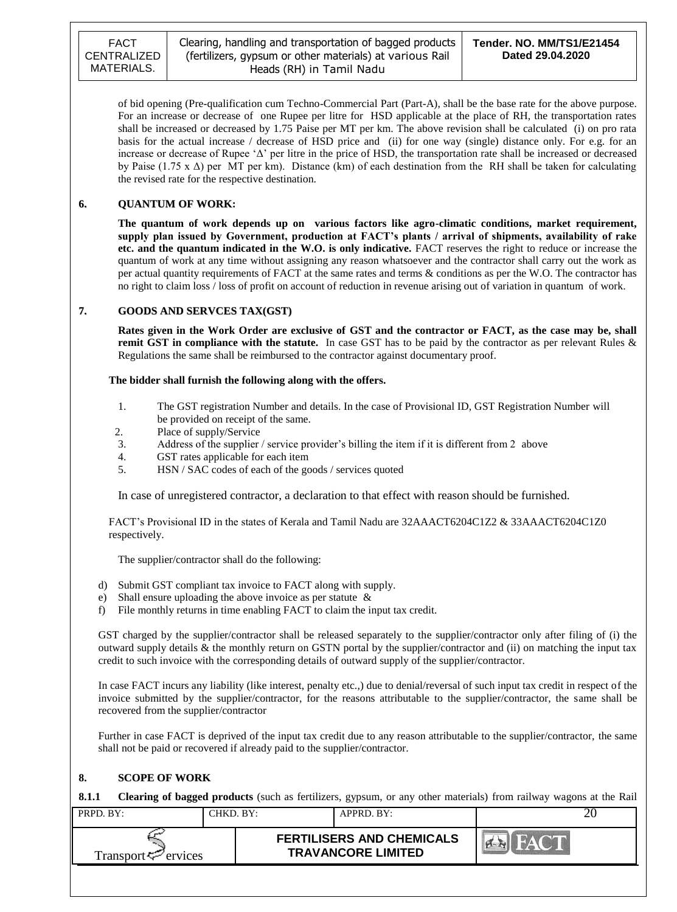of bid opening (Pre-qualification cum Techno-Commercial Part (Part-A), shall be the base rate for the above purpose. For an increase or decrease of one Rupee per litre for HSD applicable at the place of RH, the transportation rates shall be increased or decreased by 1.75 Paise per MT per km. The above revision shall be calculated (i) on pro rata basis for the actual increase / decrease of HSD price and (ii) for one way (single) distance only. For e.g. for an increase or decrease of Rupee '$\Delta$' per litre in the price of HSD, the transportation rate shall be increased or decreased by Paise ($1.75 \times \Delta$) per MT per km). Distance (km) of each destination from the RH shall be taken for calculating the revised rate for the respective destination.

## 6. QUANTUM OF WORK:

**The quantum of work depends up on various factors like agro-climatic conditions, market requirement, supply plan issued by Government, production at FACT's plants / arrival of shipments, availability of rake etc. and the quantum indicated in the W.O. is only indicative.** FACT reserves the right to reduce or increase the quantum of work at any time without assigning any reason whatsoever and the contractor shall carry out the work as per actual quantity requirements of FACT at the same rates and terms & conditions as per the W.O. The contractor has no right to claim loss / loss of profit on account of reduction in revenue arising out of variation in quantum of work.

## 7. GOODS AND SERVCES TAX(GST)

**Rates given in the Work Order are exclusive of GST and the contractor or FACT, as the case may be, shall remit GST in compliance with the statute.** In case GST has to be paid by the contractor as per relevant Rules & Regulations the same shall be reimbursed to the contractor against documentary proof.

**The bidder shall furnish the following along with the offers.**

1. The GST registration Number and details. In the case of Provisional ID, GST Registration Number will be provided on receipt of the same.
2. Place of supply/Service
3. Address of the supplier / service provider's billing the item if it is different from 2 above
4. GST rates applicable for each item
5. HSN / SAC codes of each of the goods / services quoted

In case of unregistered contractor, a declaration to that effect with reason should be furnished.

FACT's Provisional ID in the states of Kerala and Tamil Nadu are 32AAACT6204C1Z2 & 33AAACT6204C1Z0 respectively.

The supplier/contractor shall do the following:

d) Submit GST compliant tax invoice to FACT along with supply.
e) Shall ensure uploading the above invoice as per statute &
f) File monthly returns in time enabling FACT to claim the input tax credit.

GST charged by the supplier/contractor shall be released separately to the supplier/contractor only after filing of (i) the outward supply details & the monthly return on GSTN portal by the supplier/contractor and (ii) on matching the input tax credit to such invoice with the corresponding details of outward supply of the supplier/contractor.

In case FACT incurs any liability (like interest, penalty etc.,) due to denial/reversal of such input tax credit in respect of the invoice submitted by the supplier/contractor, for the reasons attributable to the supplier/contractor, the same shall be recovered from the supplier/contractor

Further in case FACT is deprived of the input tax credit due to any reason attributable to the supplier/contractor, the same shall not be paid or recovered if already paid to the supplier/contractor.

## 8. SCOPE OF WORK

**8.1.1 Clearing of bagged products** (such as fertilizers, gypsum, or any other materials) from railway wagons at the Rail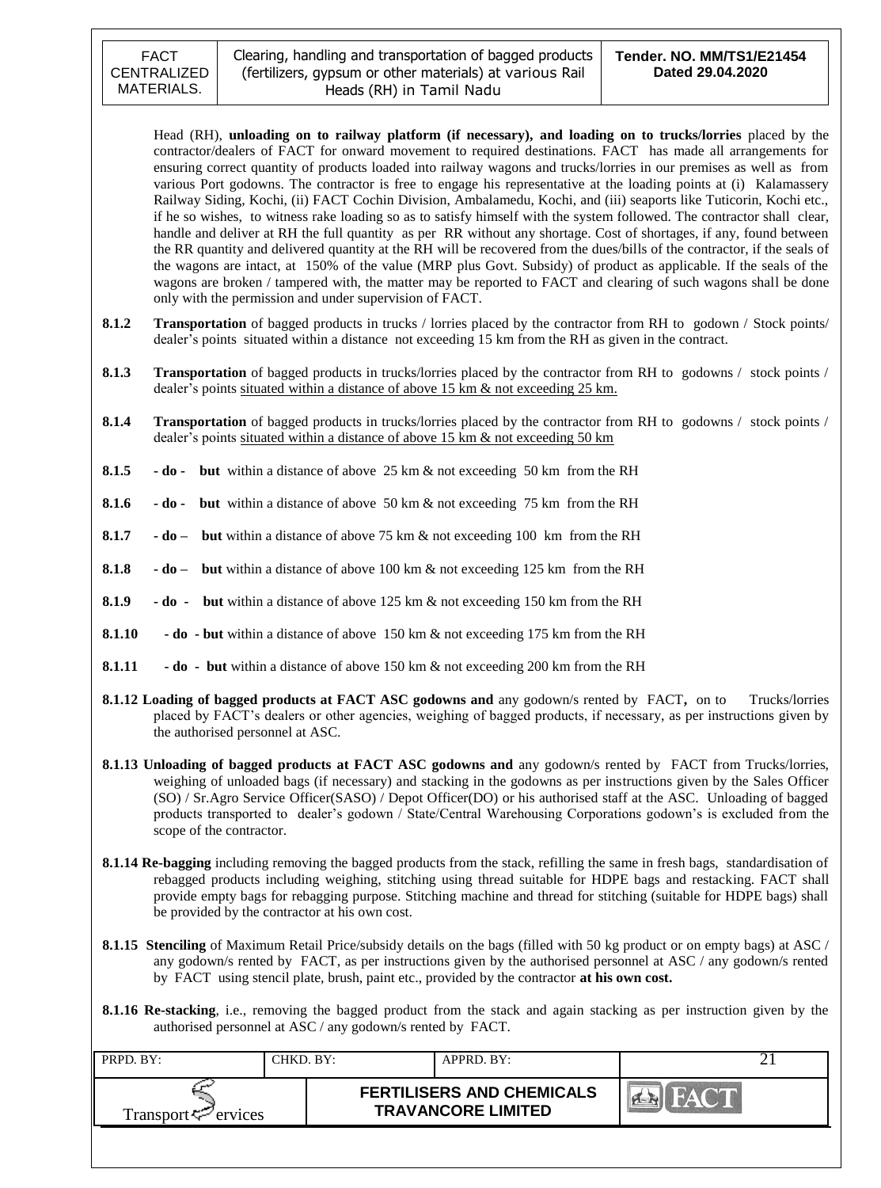Head (RH), **unloading on to railway platform (if necessary), and loading on to trucks/lorries** placed by the contractor/dealers of FACT for onward movement to required destinations. FACT has made all arrangements for ensuring correct quantity of products loaded into railway wagons and trucks/lorries in our premises as well as from various Port godowns. The contractor is free to engage his representative at the loading points at (i) Kalamassery Railway Siding, Kochi, (ii) FACT Cochin Division, Ambalamedu, Kochi, and (iii) seaports like Tuticorin, Kochi etc., if he so wishes, to witness rake loading so as to satisfy himself with the system followed. The contractor shall clear, handle and deliver at RH the full quantity as per RR without any shortage. Cost of shortages, if any, found between the RR quantity and delivered quantity at the RH will be recovered from the dues/bills of the contractor, if the seals of the wagons are intact, at 150% of the value (MRP plus Govt. Subsidy) of product as applicable. If the seals of the wagons are broken / tampered with, the matter may be reported to FACT and clearing of such wagons shall be done only with the permission and under supervision of FACT.

**8.1.2** **Transportation** of bagged products in trucks / lorries placed by the contractor from RH to godown / Stock points/ dealer's points situated within a distance not exceeding 15 km from the RH as given in the contract.

**8.1.3** **Transportation** of bagged products in trucks/lorries placed by the contractor from RH to godowns / stock points / dealer's points situated within a distance of above 15 km & not exceeding 25 km.

**8.1.4** **Transportation** of bagged products in trucks/lorries placed by the contractor from RH to godowns / stock points / dealer's points situated within a distance of above 15 km & not exceeding 50 km

**8.1.5** **- do - but** within a distance of above 25 km & not exceeding 50 km from the RH

**8.1.6** **- do - but** within a distance of above 50 km & not exceeding 75 km from the RH

**8.1.7** **- do – but** within a distance of above 75 km & not exceeding 100 km from the RH

**8.1.8** **- do – but** within a distance of above 100 km & not exceeding 125 km from the RH

**8.1.9** **- do - but** within a distance of above 125 km & not exceeding 150 km from the RH

**8.1.10** **- do - but** within a distance of above 150 km & not exceeding 175 km from the RH

**8.1.11** **- do - but** within a distance of above 150 km & not exceeding 200 km from the RH

**8.1.12 Loading of bagged products at FACT ASC godowns and** any godown/s rented by FACT**,** on to Trucks/lorries placed by FACT's dealers or other agencies, weighing of bagged products, if necessary, as per instructions given by the authorised personnel at ASC.

**8.1.13 Unloading of bagged products at FACT ASC godowns and** any godown/s rented by FACT from Trucks/lorries, weighing of unloaded bags (if necessary) and stacking in the godowns as per instructions given by the Sales Officer (SO) / Sr.Agro Service Officer(SASO) / Depot Officer(DO) or his authorised staff at the ASC. Unloading of bagged products transported to dealer's godown / State/Central Warehousing Corporations godown's is excluded from the scope of the contractor.

**8.1.14 Re-bagging** including removing the bagged products from the stack, refilling the same in fresh bags, standardisation of rebagged products including weighing, stitching using thread suitable for HDPE bags and restacking. FACT shall provide empty bags for rebagging purpose. Stitching machine and thread for stitching (suitable for HDPE bags) shall be provided by the contractor at his own cost.

**8.1.15 Stenciling** of Maximum Retail Price/subsidy details on the bags (filled with 50 kg product or on empty bags) at ASC / any godown/s rented by FACT, as per instructions given by the authorised personnel at ASC / any godown/s rented by FACT using stencil plate, brush, paint etc., provided by the contractor **at his own cost.**

**8.1.16 Re-stacking**, i.e., removing the bagged product from the stack and again stacking as per instruction given by the authorised personnel at ASC / any godown/s rented by FACT.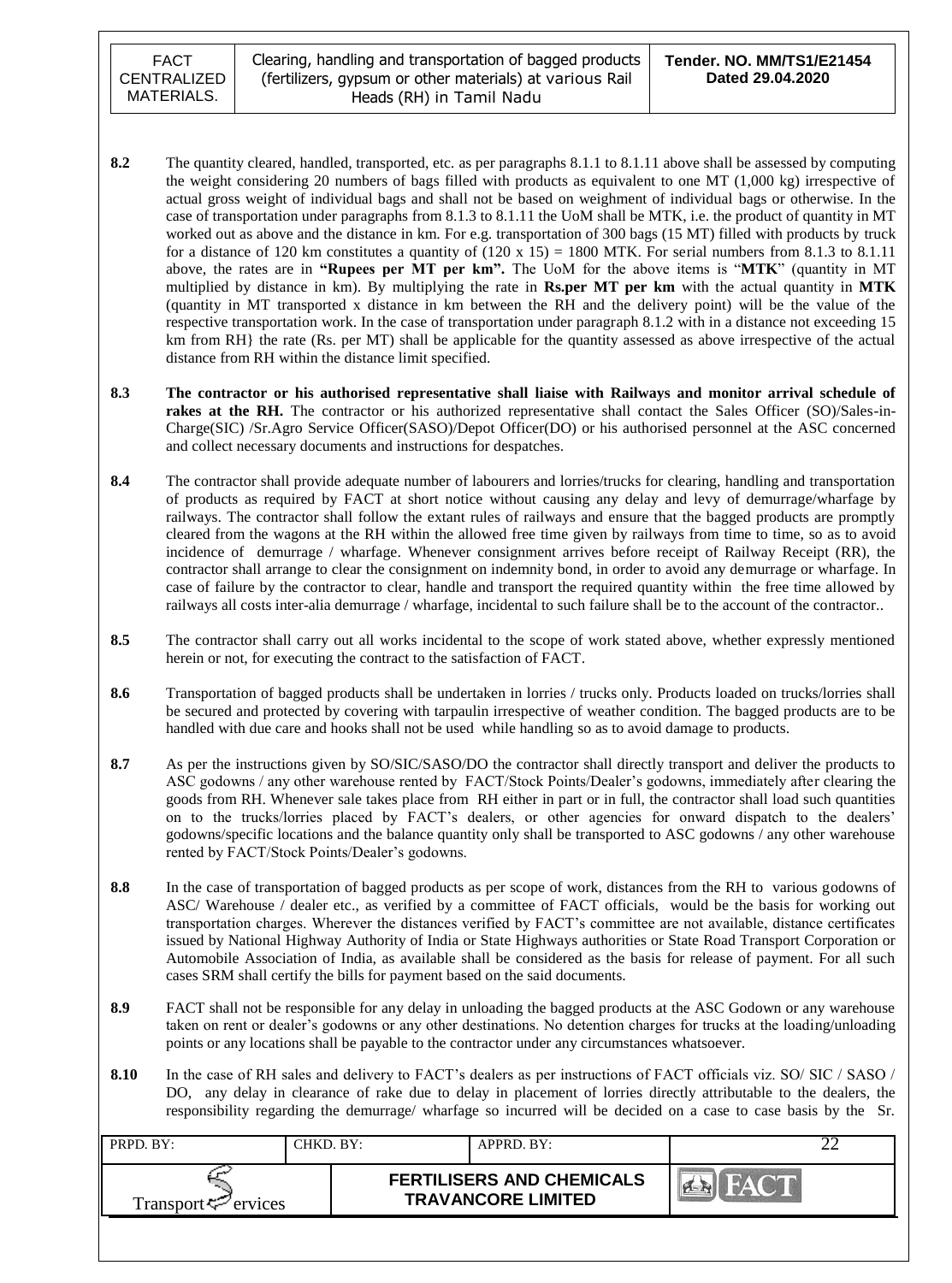**8.2** The quantity cleared, handled, transported, etc. as per paragraphs 8.1.1 to 8.1.11 above shall be assessed by computing the weight considering 20 numbers of bags filled with products as equivalent to one MT (1,000 kg) irrespective of actual gross weight of individual bags and shall not be based on weighment of individual bags or otherwise. In the case of transportation under paragraphs from 8.1.3 to 8.1.11 the UoM shall be MTK, i.e. the product of quantity in MT worked out as above and the distance in km. For e.g. transportation of 300 bags (15 MT) filled with products by truck for a distance of 120 km constitutes a quantity of (120 x 15) = 1800 MTK. For serial numbers from 8.1.3 to 8.1.11 above, the rates are in **"Rupees per MT per km"**. The UoM for the above items is "**MTK**" (quantity in MT multiplied by distance in km). By multiplying the rate in **Rs.per MT per km** with the actual quantity in **MTK** (quantity in MT transported x distance in km between the RH and the delivery point) will be the value of the respective transportation work. In the case of transportation under paragraph 8.1.2 with in a distance not exceeding 15 km from RH} the rate (Rs. per MT) shall be applicable for the quantity assessed as above irrespective of the actual distance from RH within the distance limit specified.

**8.3** **The contractor or his authorised representative shall liaise with Railways and monitor arrival schedule of rakes at the RH.** The contractor or his authorized representative shall contact the Sales Officer (SO)/Sales-in-Charge(SIC) /Sr.Agro Service Officer(SASO)/Depot Officer(DO) or his authorised personnel at the ASC concerned and collect necessary documents and instructions for despatches.

**8.4** The contractor shall provide adequate number of labourers and lorries/trucks for clearing, handling and transportation of products as required by FACT at short notice without causing any delay and levy of demurrage/wharfage by railways. The contractor shall follow the extant rules of railways and ensure that the bagged products are promptly cleared from the wagons at the RH within the allowed free time given by railways from time to time, so as to avoid incidence of demurrage / wharfage. Whenever consignment arrives before receipt of Railway Receipt (RR), the contractor shall arrange to clear the consignment on indemnity bond, in order to avoid any demurrage or wharfage. In case of failure by the contractor to clear, handle and transport the required quantity within the free time allowed by railways all costs inter-alia demurrage / wharfage, incidental to such failure shall be to the account of the contractor..

**8.5** The contractor shall carry out all works incidental to the scope of work stated above, whether expressly mentioned herein or not, for executing the contract to the satisfaction of FACT.

**8.6** Transportation of bagged products shall be undertaken in lorries / trucks only. Products loaded on trucks/lorries shall be secured and protected by covering with tarpaulin irrespective of weather condition. The bagged products are to be handled with due care and hooks shall not be used while handling so as to avoid damage to products.

**8.7** As per the instructions given by SO/SIC/SASO/DO the contractor shall directly transport and deliver the products to ASC godowns / any other warehouse rented by FACT/Stock Points/Dealer's godowns, immediately after clearing the goods from RH. Whenever sale takes place from RH either in part or in full, the contractor shall load such quantities on to the trucks/lorries placed by FACT's dealers, or other agencies for onward dispatch to the dealers' godowns/specific locations and the balance quantity only shall be transported to ASC godowns / any other warehouse rented by FACT/Stock Points/Dealer's godowns.

**8.8** In the case of transportation of bagged products as per scope of work, distances from the RH to various godowns of ASC/ Warehouse / dealer etc., as verified by a committee of FACT officials, would be the basis for working out transportation charges. Wherever the distances verified by FACT's committee are not available, distance certificates issued by National Highway Authority of India or State Highways authorities or State Road Transport Corporation or Automobile Association of India, as available shall be considered as the basis for release of payment. For all such cases SRM shall certify the bills for payment based on the said documents.

**8.9** FACT shall not be responsible for any delay in unloading the bagged products at the ASC Godown or any warehouse taken on rent or dealer's godowns or any other destinations. No detention charges for trucks at the loading/unloading points or any locations shall be payable to the contractor under any circumstances whatsoever.

**8.10** In the case of RH sales and delivery to FACT's dealers as per instructions of FACT officials viz. SO/ SIC / SASO / DO, any delay in clearance of rake due to delay in placement of lorries directly attributable to the dealers, the responsibility regarding the demurrage/ wharfage so incurred will be decided on a case to case basis by the Sr.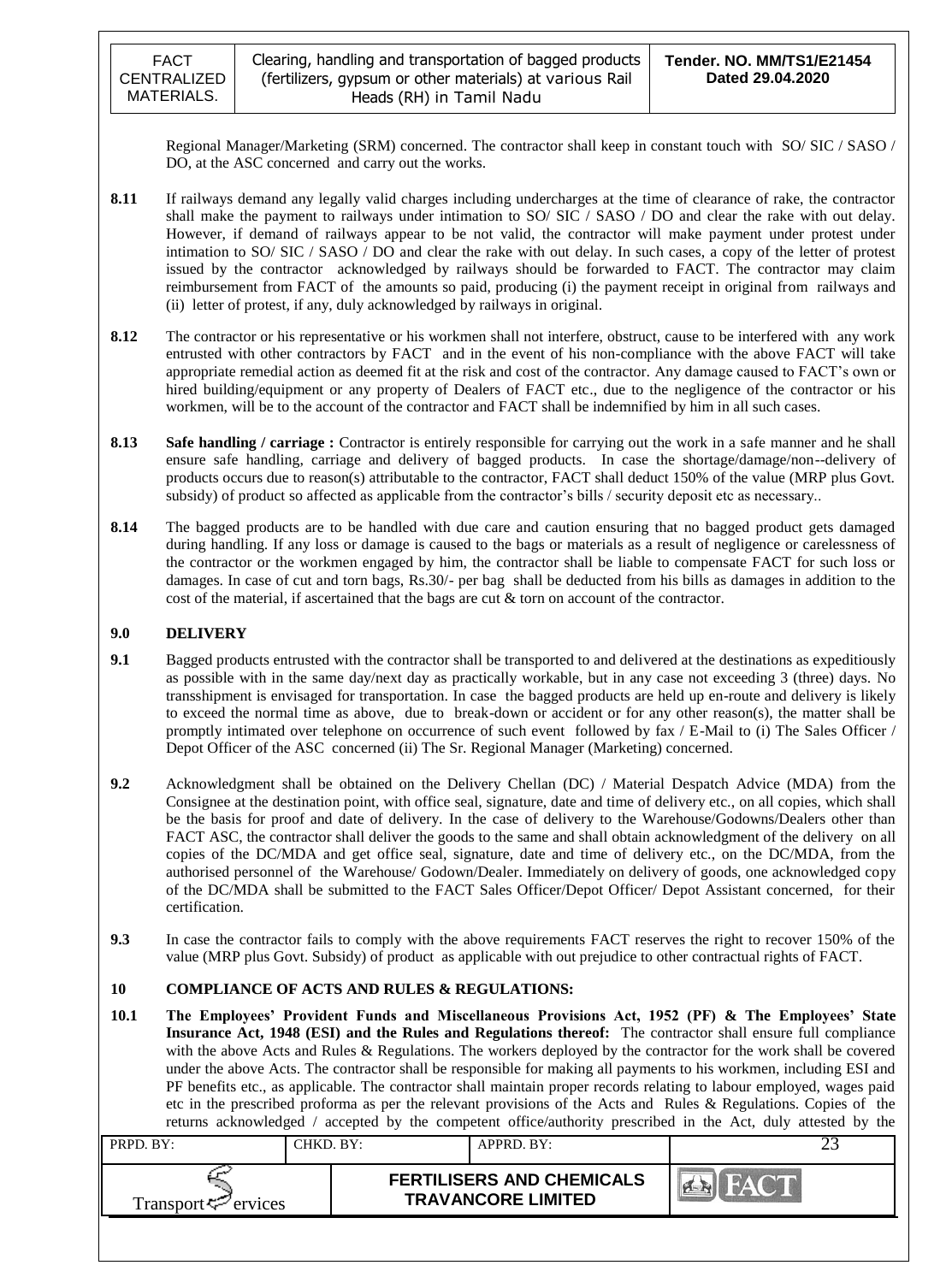Regional Manager/Marketing (SRM) concerned. The contractor shall keep in constant touch with SO/ SIC / SASO / DO, at the ASC concerned and carry out the works.

**8.11** If railways demand any legally valid charges including undercharges at the time of clearance of rake, the contractor shall make the payment to railways under intimation to SO/ SIC / SASO / DO and clear the rake with out delay. However, if demand of railways appear to be not valid, the contractor will make payment under protest under intimation to SO/ SIC / SASO / DO and clear the rake with out delay. In such cases, a copy of the letter of protest issued by the contractor acknowledged by railways should be forwarded to FACT. The contractor may claim reimbursement from FACT of the amounts so paid, producing (i) the payment receipt in original from railways and (ii) letter of protest, if any, duly acknowledged by railways in original.

**8.12** The contractor or his representative or his workmen shall not interfere, obstruct, cause to be interfered with any work entrusted with other contractors by FACT and in the event of his non-compliance with the above FACT will take appropriate remedial action as deemed fit at the risk and cost of the contractor. Any damage caused to FACT's own or hired building/equipment or any property of Dealers of FACT etc., due to the negligence of the contractor or his workmen, will be to the account of the contractor and FACT shall be indemnified by him in all such cases.

**8.13** **Safe handling / carriage :** Contractor is entirely responsible for carrying out the work in a safe manner and he shall ensure safe handling, carriage and delivery of bagged products. In case the shortage/damage/non--delivery of products occurs due to reason(s) attributable to the contractor, FACT shall deduct 150% of the value (MRP plus Govt. subsidy) of product so affected as applicable from the contractor's bills / security deposit etc as necessary..

**8.14** The bagged products are to be handled with due care and caution ensuring that no bagged product gets damaged during handling. If any loss or damage is caused to the bags or materials as a result of negligence or carelessness of the contractor or the workmen engaged by him, the contractor shall be liable to compensate FACT for such loss or damages. In case of cut and torn bags, Rs.30/- per bag shall be deducted from his bills as damages in addition to the cost of the material, if ascertained that the bags are cut & torn on account of the contractor.

## 9.0 DELIVERY

**9.1** Bagged products entrusted with the contractor shall be transported to and delivered at the destinations as expeditiously as possible with in the same day/next day as practically workable, but in any case not exceeding 3 (three) days. No transshipment is envisaged for transportation. In case the bagged products are held up en-route and delivery is likely to exceed the normal time as above, due to break-down or accident or for any other reason(s), the matter shall be promptly intimated over telephone on occurrence of such event followed by fax / E-Mail to (i) The Sales Officer / Depot Officer of the ASC concerned (ii) The Sr. Regional Manager (Marketing) concerned.

**9.2** Acknowledgment shall be obtained on the Delivery Chellan (DC) / Material Despatch Advice (MDA) from the Consignee at the destination point, with office seal, signature, date and time of delivery etc., on all copies, which shall be the basis for proof and date of delivery. In the case of delivery to the Warehouse/Godowns/Dealers other than FACT ASC, the contractor shall deliver the goods to the same and shall obtain acknowledgment of the delivery on all copies of the DC/MDA and get office seal, signature, date and time of delivery etc., on the DC/MDA, from the authorised personnel of the Warehouse/ Godown/Dealer. Immediately on delivery of goods, one acknowledged copy of the DC/MDA shall be submitted to the FACT Sales Officer/Depot Officer/ Depot Assistant concerned, for their certification.

**9.3** In case the contractor fails to comply with the above requirements FACT reserves the right to recover 150% of the value (MRP plus Govt. Subsidy) of product as applicable with out prejudice to other contractual rights of FACT.

## 10 COMPLIANCE OF ACTS AND RULES & REGULATIONS:

**10.1** **The Employees' Provident Funds and Miscellaneous Provisions Act, 1952 (PF) & The Employees' State Insurance Act, 1948 (ESI) and the Rules and Regulations thereof:** The contractor shall ensure full compliance with the above Acts and Rules & Regulations. The workers deployed by the contractor for the work shall be covered under the above Acts. The contractor shall be responsible for making all payments to his workmen, including ESI and PF benefits etc., as applicable. The contractor shall maintain proper records relating to labour employed, wages paid etc in the prescribed proforma as per the relevant provisions of the Acts and Rules & Regulations. Copies of the returns acknowledged / accepted by the competent office/authority prescribed in the Act, duly attested by the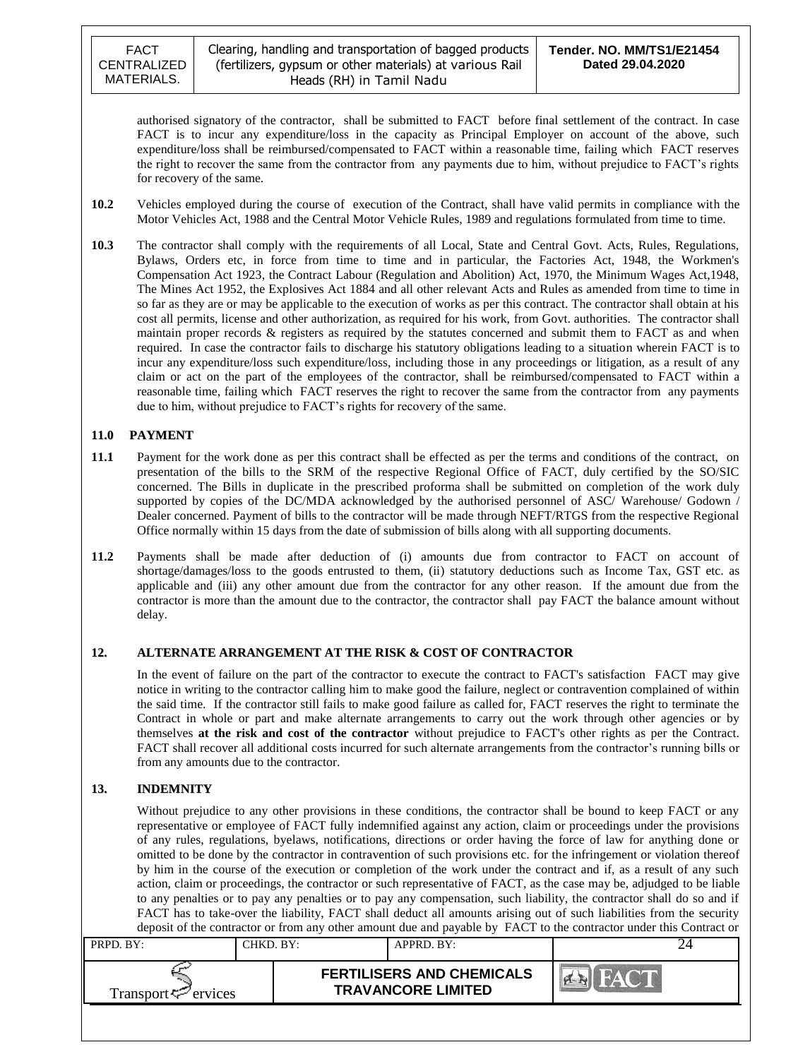authorised signatory of the contractor, shall be submitted to FACT before final settlement of the contract. In case FACT is to incur any expenditure/loss in the capacity as Principal Employer on account of the above, such expenditure/loss shall be reimbursed/compensated to FACT within a reasonable time, failing which FACT reserves the right to recover the same from the contractor from any payments due to him, without prejudice to FACT's rights for recovery of the same.

**10.2** Vehicles employed during the course of execution of the Contract, shall have valid permits in compliance with the Motor Vehicles Act, 1988 and the Central Motor Vehicle Rules, 1989 and regulations formulated from time to time.

**10.3** The contractor shall comply with the requirements of all Local, State and Central Govt. Acts, Rules, Regulations, Bylaws, Orders etc, in force from time to time and in particular, the Factories Act, 1948, the Workmen's Compensation Act 1923, the Contract Labour (Regulation and Abolition) Act, 1970, the Minimum Wages Act,1948, The Mines Act 1952, the Explosives Act 1884 and all other relevant Acts and Rules as amended from time to time in so far as they are or may be applicable to the execution of works as per this contract. The contractor shall obtain at his cost all permits, license and other authorization, as required for his work, from Govt. authorities. The contractor shall maintain proper records & registers as required by the statutes concerned and submit them to FACT as and when required. In case the contractor fails to discharge his statutory obligations leading to a situation wherein FACT is to incur any expenditure/loss such expenditure/loss, including those in any proceedings or litigation, as a result of any claim or act on the part of the employees of the contractor, shall be reimbursed/compensated to FACT within a reasonable time, failing which FACT reserves the right to recover the same from the contractor from any payments due to him, without prejudice to FACT's rights for recovery of the same.

## 11.0 PAYMENT

**11.1** Payment for the work done as per this contract shall be effected as per the terms and conditions of the contract, on presentation of the bills to the SRM of the respective Regional Office of FACT, duly certified by the SO/SIC concerned. The Bills in duplicate in the prescribed proforma shall be submitted on completion of the work duly supported by copies of the DC/MDA acknowledged by the authorised personnel of ASC/ Warehouse/ Godown / Dealer concerned. Payment of bills to the contractor will be made through NEFT/RTGS from the respective Regional Office normally within 15 days from the date of submission of bills along with all supporting documents.

**11.2** Payments shall be made after deduction of (i) amounts due from contractor to FACT on account of shortage/damages/loss to the goods entrusted to them, (ii) statutory deductions such as Income Tax, GST etc. as applicable and (iii) any other amount due from the contractor for any other reason. If the amount due from the contractor is more than the amount due to the contractor, the contractor shall pay FACT the balance amount without delay.

## 12. ALTERNATE ARRANGEMENT AT THE RISK & COST OF CONTRACTOR

In the event of failure on the part of the contractor to execute the contract to FACT's satisfaction FACT may give notice in writing to the contractor calling him to make good the failure, neglect or contravention complained of within the said time. If the contractor still fails to make good failure as called for, FACT reserves the right to terminate the Contract in whole or part and make alternate arrangements to carry out the work through other agencies or by themselves **at the risk and cost of the contractor** without prejudice to FACT's other rights as per the Contract. FACT shall recover all additional costs incurred for such alternate arrangements from the contractor's running bills or from any amounts due to the contractor.

## 13. INDEMNITY

Without prejudice to any other provisions in these conditions, the contractor shall be bound to keep FACT or any representative or employee of FACT fully indemnified against any action, claim or proceedings under the provisions of any rules, regulations, byelaws, notifications, directions or order having the force of law for anything done or omitted to be done by the contractor in contravention of such provisions etc. for the infringement or violation thereof by him in the course of the execution or completion of the work under the contract and if, as a result of any such action, claim or proceedings, the contractor or such representative of FACT, as the case may be, adjudged to be liable to any penalties or to pay any penalties or to pay any compensation, such liability, the contractor shall do so and if FACT has to take-over the liability, FACT shall deduct all amounts arising out of such liabilities from the security deposit of the contractor or from any other amount due and payable by FACT to the contractor under this Contract or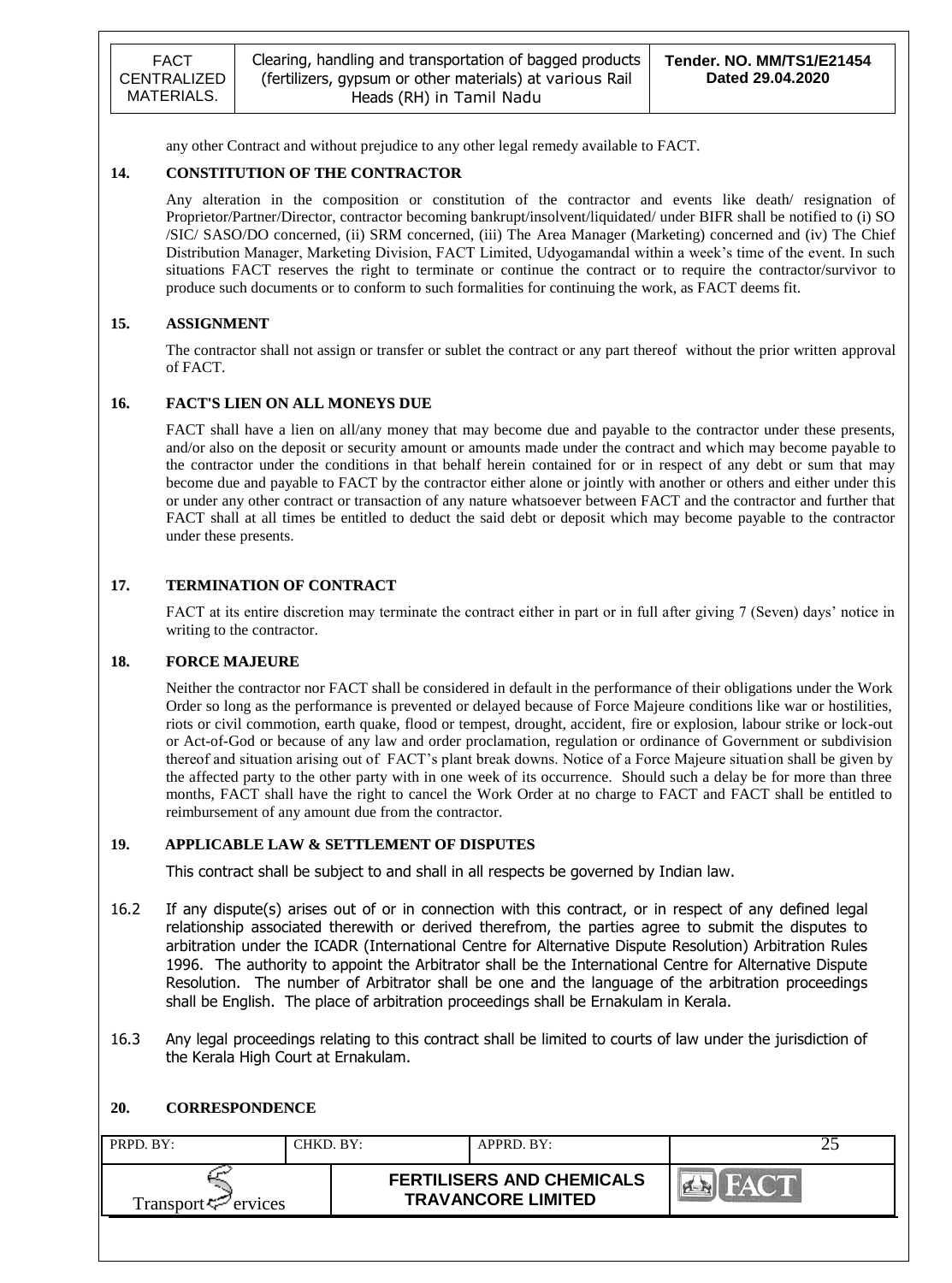any other Contract and without prejudice to any other legal remedy available to FACT.

## 14. CONSTITUTION OF THE CONTRACTOR

Any alteration in the composition or constitution of the contractor and events like death/ resignation of Proprietor/Partner/Director, contractor becoming bankrupt/insolvent/liquidated/ under BIFR shall be notified to (i) SO /SIC/ SASO/DO concerned, (ii) SRM concerned, (iii) The Area Manager (Marketing) concerned and (iv) The Chief Distribution Manager, Marketing Division, FACT Limited, Udyogamandal within a week's time of the event. In such situations FACT reserves the right to terminate or continue the contract or to require the contractor/survivor to produce such documents or to conform to such formalities for continuing the work, as FACT deems fit.

## 15. ASSIGNMENT

The contractor shall not assign or transfer or sublet the contract or any part thereof without the prior written approval of FACT.

## 16. FACT'S LIEN ON ALL MONEYS DUE

FACT shall have a lien on all/any money that may become due and payable to the contractor under these presents, and/or also on the deposit or security amount or amounts made under the contract and which may become payable to the contractor under the conditions in that behalf herein contained for or in respect of any debt or sum that may become due and payable to FACT by the contractor either alone or jointly with another or others and either under this or under any other contract or transaction of any nature whatsoever between FACT and the contractor and further that FACT shall at all times be entitled to deduct the said debt or deposit which may become payable to the contractor under these presents.

## 17. TERMINATION OF CONTRACT

FACT at its entire discretion may terminate the contract either in part or in full after giving 7 (Seven) days' notice in writing to the contractor.

## 18. FORCE MAJEURE

Neither the contractor nor FACT shall be considered in default in the performance of their obligations under the Work Order so long as the performance is prevented or delayed because of Force Majeure conditions like war or hostilities, riots or civil commotion, earth quake, flood or tempest, drought, accident, fire or explosion, labour strike or lock-out or Act-of-God or because of any law and order proclamation, regulation or ordinance of Government or subdivision thereof and situation arising out of FACT's plant break downs. Notice of a Force Majeure situation shall be given by the affected party to the other party with in one week of its occurrence. Should such a delay be for more than three months, FACT shall have the right to cancel the Work Order at no charge to FACT and FACT shall be entitled to reimbursement of any amount due from the contractor.

## 19. APPLICABLE LAW & SETTLEMENT OF DISPUTES

This contract shall be subject to and shall in all respects be governed by Indian law.

16.2 If any dispute(s) arises out of or in connection with this contract, or in respect of any defined legal relationship associated therewith or derived therefrom, the parties agree to submit the disputes to arbitration under the ICADR (International Centre for Alternative Dispute Resolution) Arbitration Rules 1996. The authority to appoint the Arbitrator shall be the International Centre for Alternative Dispute Resolution. The number of Arbitrator shall be one and the language of the arbitration proceedings shall be English. The place of arbitration proceedings shall be Ernakulam in Kerala.

16.3 Any legal proceedings relating to this contract shall be limited to courts of law under the jurisdiction of the Kerala High Court at Ernakulam.

## 20. CORRESPONDENCE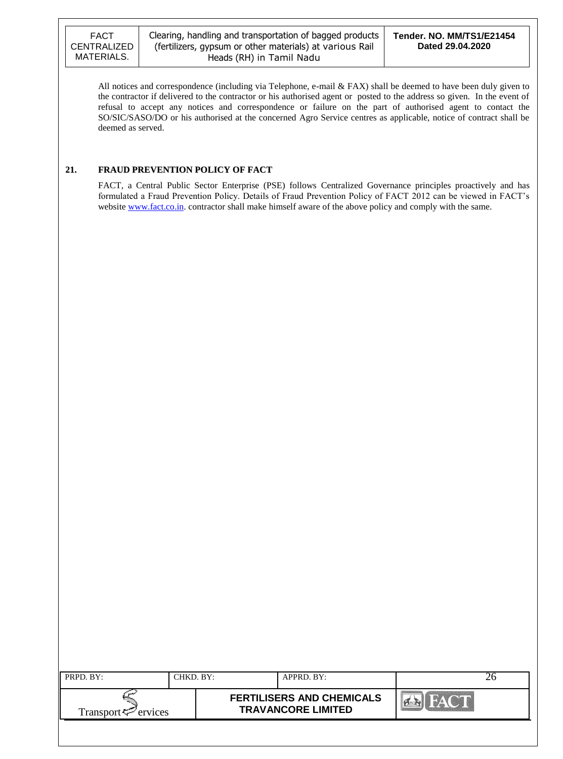All notices and correspondence (including via Telephone, e-mail & FAX) shall be deemed to have been duly given to the contractor if delivered to the contractor or his authorised agent or posted to the address so given. In the event of refusal to accept any notices and correspondence or failure on the part of authorised agent to contact the SO/SIC/SASO/DO or his authorised at the concerned Agro Service centres as applicable, notice of contract shall be deemed as served.

## 21. FRAUD PREVENTION POLICY OF FACT

FACT, a Central Public Sector Enterprise (PSE) follows Centralized Governance principles proactively and has formulated a Fraud Prevention Policy. Details of Fraud Prevention Policy of FACT 2012 can be viewed in FACT's website www.fact.co.in. contractor shall make himself aware of the above policy and comply with the same.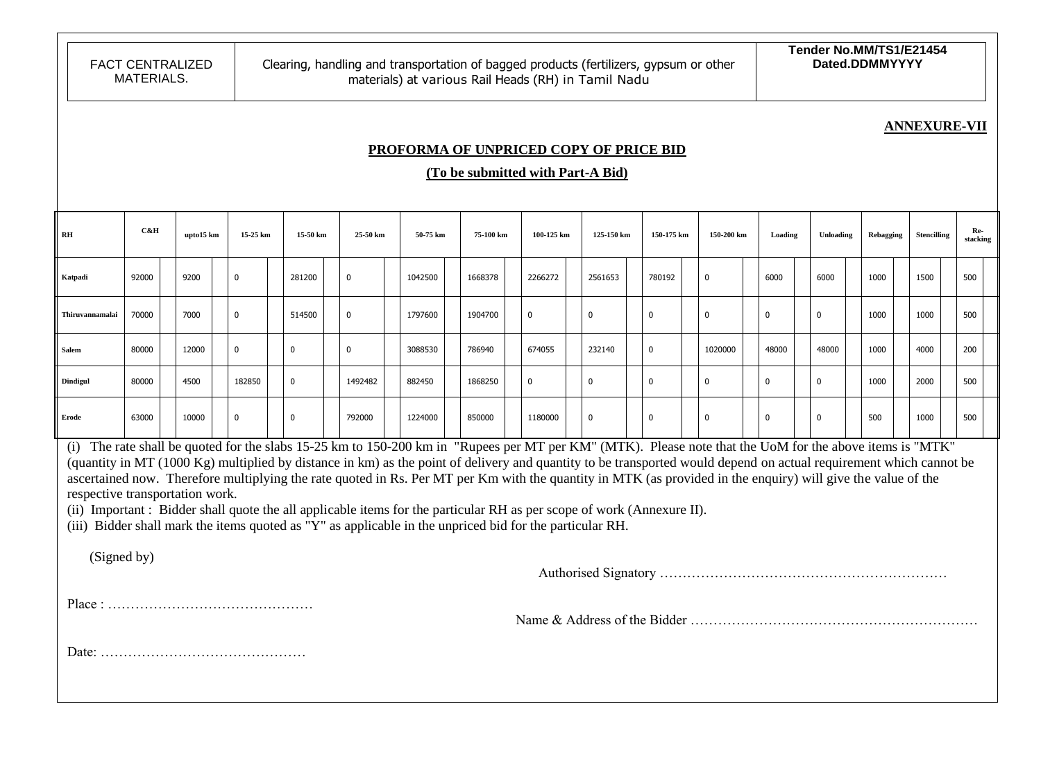**ANNEXURE-VII**

**PROFORMA OF UNPRICED COPY OF PRICE BID**

**(To be submitted with Part-A Bid)**

| RH | C&H | | upto15 km | | 15-25 km | | 15-50 km | | 25-50 km | | 50-75 km | | 75-100 km | | 100-125 km | | 125-150 km | | 150-175 km | | 150-200 km | | Loading | | Unloading | | Rebagging | | Stencilling | | Re-stacking | |
|---|---|---|---|---|---|---|---|---|---|---|---|---|---|---|---|---|---|---|---|---|---|---|---|---|---|---|---|---|---|---|---|---|
| Katpadi | 92000 | | 9200 | | 0 | | 281200 | | 0 | | 1042500 | | 1668378 | | 2266272 | | 2561653 | | 780192 | | 0 | | 6000 | | 6000 | | 1000 | | 1500 | | 500 | |
| Thiruvannamalai | 70000 | | 7000 | | 0 | | 514500 | | 0 | | 1797600 | | 1904700 | | 0 | | 0 | | 0 | | 0 | | 0 | | 0 | | 1000 | | 1000 | | 500 | |
| Salem | 80000 | | 12000 | | 0 | | 0 | | 0 | | 3088530 | | 786940 | | 674055 | | 232140 | | 0 | | 1020000 | | 48000 | | 48000 | | 1000 | | 4000 | | 200 | |
| Dindigul | 80000 | | 4500 | | 182850 | | 0 | | 1492482 | | 882450 | | 1868250 | | 0 | | 0 | | 0 | | 0 | | 0 | | 0 | | 1000 | | 2000 | | 500 | |
| Erode | 63000 | | 10000 | | 0 | | 0 | | 792000 | | 1224000 | | 850000 | | 1180000 | | 0 | | 0 | | 0 | | 0 | | 0 | | 500 | | 1000 | | 500 | |

(i) The rate shall be quoted for the slabs 15-25 km to 150-200 km in "Rupees per MT per KM" (MTK). Please note that the UoM for the above items is "MTK" (quantity in MT (1000 Kg) multiplied by distance in km) as the point of delivery and quantity to be transported would depend on actual requirement which cannot be ascertained now. Therefore multiplying the rate quoted in Rs. Per MT per Km with the quantity in MTK (as provided in the enquiry) will give the value of the respective transportation work.

(ii) Important : Bidder shall quote the all applicable items for the particular RH as per scope of work (Annexure II).

(iii) Bidder shall mark the items quoted as "Y" as applicable in the unpriced bid for the particular RH.

(Signed by)

Authorised Signatory ………………………………………………………

Place : ………………………………………

Name & Address of the Bidder ………………………………………………………

Date: ………………………………………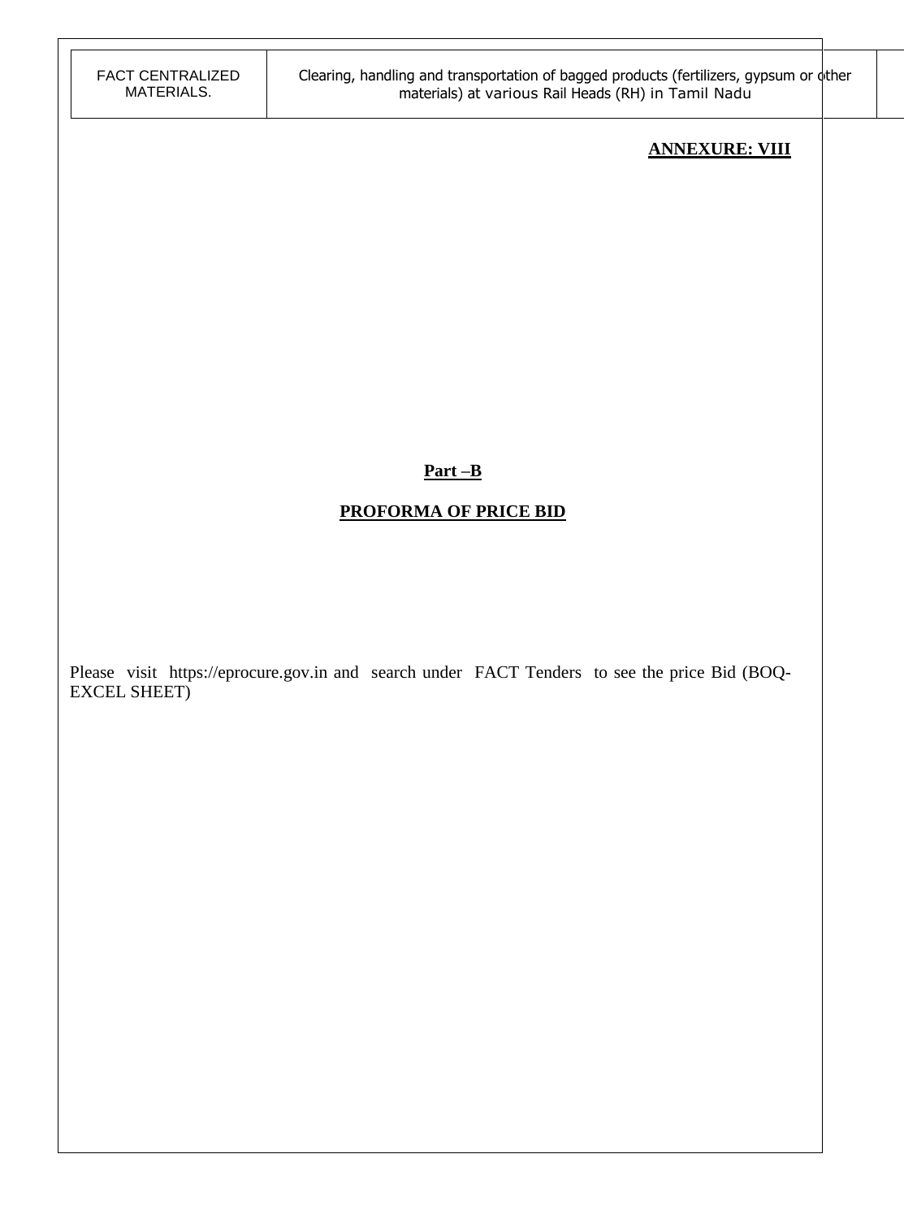**ANNEXURE: VIII**

**Part –B**

**PROFORMA OF PRICE BID**

Please visit https://eprocure.gov.in and search under FACT Tenders to see the price Bid (BOQ-EXCEL SHEET)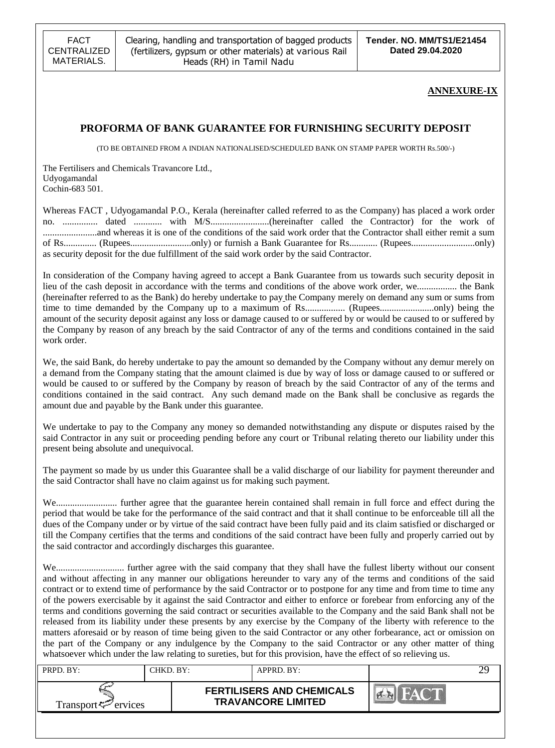## ANNEXURE-IX

### PROFORMA OF BANK GUARANTEE FOR FURNISHING SECURITY DEPOSIT

(TO BE OBTAINED FROM A INDIAN NATIONALISED/SCHEDULED BANK ON STAMP PAPER WORTH Rs.500/-)

The Fertilisers and Chemicals Travancore Ltd.,
Udyogamandal
Cochin-683 501.

Whereas FACT , Udyogamandal P.O., Kerala (hereinafter called referred to as the Company) has placed a work order no. ............... dated ............ with M/S.........................(hereinafter called the Contractor) for the work of .......................and whereas it is one of the conditions of the said work order that the Contractor shall either remit a sum of Rs.............. (Rupees..........................only) or furnish a Bank Guarantee for Rs............ (Rupees...........................only) as security deposit for the due fulfillment of the said work order by the said Contractor.

In consideration of the Company having agreed to accept a Bank Guarantee from us towards such security deposit in lieu of the cash deposit in accordance with the terms and conditions of the above work order, we................. the Bank (hereinafter referred to as the Bank) do hereby undertake to pay the Company merely on demand any sum or sums from time to time demanded by the Company up to a maximum of Rs................. (Rupees.......................only) being the amount of the security deposit against any loss or damage caused to or suffered by or would be caused to or suffered by the Company by reason of any breach by the said Contractor of any of the terms and conditions contained in the said work order.

We, the said Bank, do hereby undertake to pay the amount so demanded by the Company without any demur merely on a demand from the Company stating that the amount claimed is due by way of loss or damage caused to or suffered or would be caused to or suffered by the Company by reason of breach by the said Contractor of any of the terms and conditions contained in the said contract. Any such demand made on the Bank shall be conclusive as regards the amount due and payable by the Bank under this guarantee.

We undertake to pay to the Company any money so demanded notwithstanding any dispute or disputes raised by the said Contractor in any suit or proceeding pending before any court or Tribunal relating thereto our liability under this present being absolute and unequivocal.

The payment so made by us under this Guarantee shall be a valid discharge of our liability for payment thereunder and the said Contractor shall have no claim against us for making such payment.

We.......................... further agree that the guarantee herein contained shall remain in full force and effect during the period that would be take for the performance of the said contract and that it shall continue to be enforceable till all the dues of the Company under or by virtue of the said contract have been fully paid and its claim satisfied or discharged or till the Company certifies that the terms and conditions of the said contract have been fully and properly carried out by the said contractor and accordingly discharges this guarantee.

We............................ further agree with the said company that they shall have the fullest liberty without our consent and without affecting in any manner our obligations hereunder to vary any of the terms and conditions of the said contract or to extend time of performance by the said Contractor or to postpone for any time and from time to time any of the powers exercisable by it against the said Contractor and either to enforce or forebear from enforcing any of the terms and conditions governing the said contract or securities available to the Company and the said Bank shall not be released from its liability under these presents by any exercise by the Company of the liberty with reference to the matters aforesaid or by reason of time being given to the said Contractor or any other forbearance, act or omission on the part of the Company or any indulgence by the Company to the said Contractor or any other matter of thing whatsoever which under the law relating to sureties, but for this provision, have the effect of so relieving us.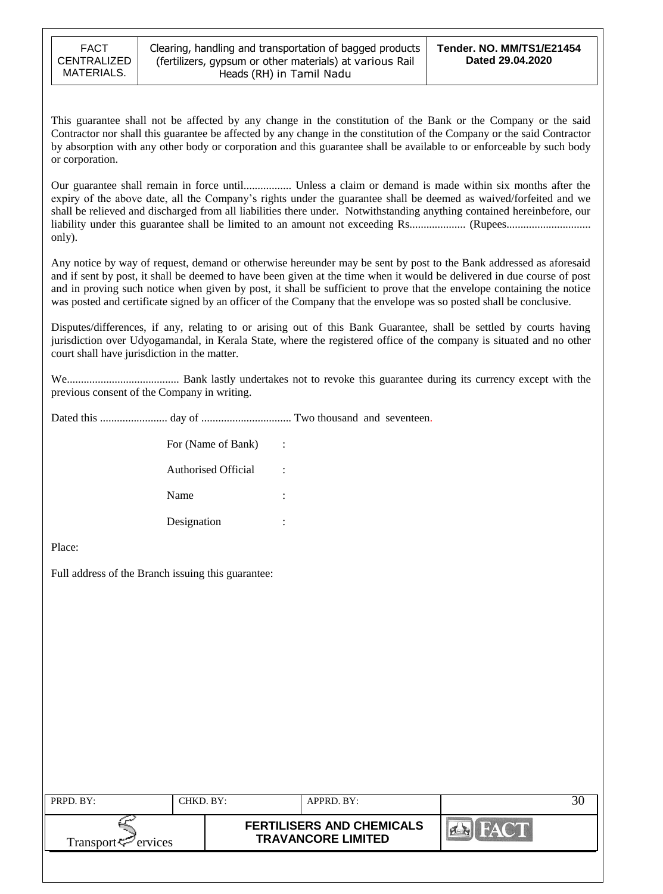This guarantee shall not be affected by any change in the constitution of the Bank or the Company or the said Contractor nor shall this guarantee be affected by any change in the constitution of the Company or the said Contractor by absorption with any other body or corporation and this guarantee shall be available to or enforceable by such body or corporation.

Our guarantee shall remain in force until................. Unless a claim or demand is made within six months after the expiry of the above date, all the Company's rights under the guarantee shall be deemed as waived/forfeited and we shall be relieved and discharged from all liabilities there under. Notwithstanding anything contained hereinbefore, our liability under this guarantee shall be limited to an amount not exceeding Rs.................... (Rupees.............................. only).

Any notice by way of request, demand or otherwise hereunder may be sent by post to the Bank addressed as aforesaid and if sent by post, it shall be deemed to have been given at the time when it would be delivered in due course of post and in proving such notice when given by post, it shall be sufficient to prove that the envelope containing the notice was posted and certificate signed by an officer of the Company that the envelope was so posted shall be conclusive.

Disputes/differences, if any, relating to or arising out of this Bank Guarantee, shall be settled by courts having jurisdiction over Udyogamandal, in Kerala State, where the registered office of the company is situated and no other court shall have jurisdiction in the matter.

We........................................ Bank lastly undertakes not to revoke this guarantee during its currency except with the previous consent of the Company in writing.

Dated this ........................ day of ................................ Two thousand and seventeen.

For (Name of Bank) :

Authorised Official :

Name :

Designation :

Place:

Full address of the Branch issuing this guarantee: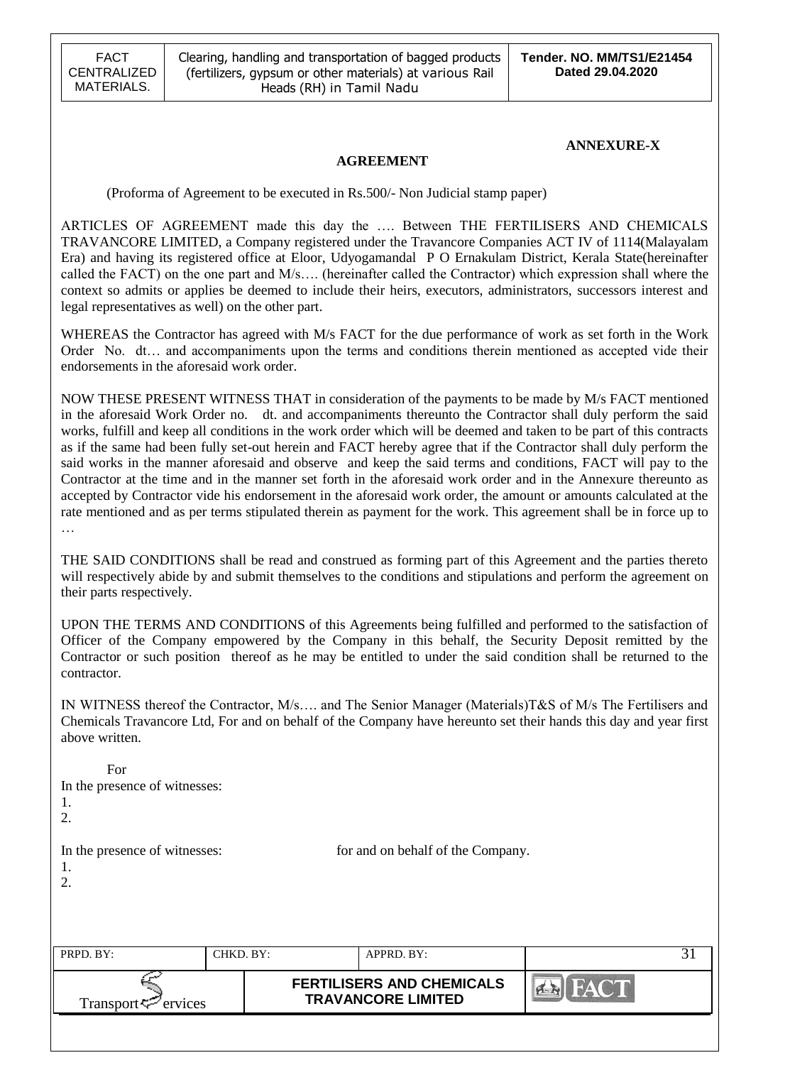**ANNEXURE-X**

## AGREEMENT

(Proforma of Agreement to be executed in Rs.500/- Non Judicial stamp paper)

ARTICLES OF AGREEMENT made this day the …. Between THE FERTILISERS AND CHEMICALS TRAVANCORE LIMITED, a Company registered under the Travancore Companies ACT IV of 1114(Malayalam Era) and having its registered office at Eloor, Udyogamandal P O Ernakulam District, Kerala State(hereinafter called the FACT) on the one part and M/s…. (hereinafter called the Contractor) which expression shall where the context so admits or applies be deemed to include their heirs, executors, administrators, successors interest and legal representatives as well) on the other part.

WHEREAS the Contractor has agreed with M/s FACT for the due performance of work as set forth in the Work Order No. dt… and accompaniments upon the terms and conditions therein mentioned as accepted vide their endorsements in the aforesaid work order.

NOW THESE PRESENT WITNESS THAT in consideration of the payments to be made by M/s FACT mentioned in the aforesaid Work Order no. dt. and accompaniments thereunto the Contractor shall duly perform the said works, fulfill and keep all conditions in the work order which will be deemed and taken to be part of this contracts as if the same had been fully set-out herein and FACT hereby agree that if the Contractor shall duly perform the said works in the manner aforesaid and observe and keep the said terms and conditions, FACT will pay to the Contractor at the time and in the manner set forth in the aforesaid work order and in the Annexure thereunto as accepted by Contractor vide his endorsement in the aforesaid work order, the amount or amounts calculated at the rate mentioned and as per terms stipulated therein as payment for the work. This agreement shall be in force up to …

THE SAID CONDITIONS shall be read and construed as forming part of this Agreement and the parties thereto will respectively abide by and submit themselves to the conditions and stipulations and perform the agreement on their parts respectively.

UPON THE TERMS AND CONDITIONS of this Agreements being fulfilled and performed to the satisfaction of Officer of the Company empowered by the Company in this behalf, the Security Deposit remitted by the Contractor or such position thereof as he may be entitled to under the said condition shall be returned to the contractor.

IN WITNESS thereof the Contractor, M/s…. and The Senior Manager (Materials)T&S of M/s The Fertilisers and Chemicals Travancore Ltd, For and on behalf of the Company have hereunto set their hands this day and year first above written.

For

In the presence of witnesses:

1.

2.

In the presence of witnesses: for and on behalf of the Company.

1.

2.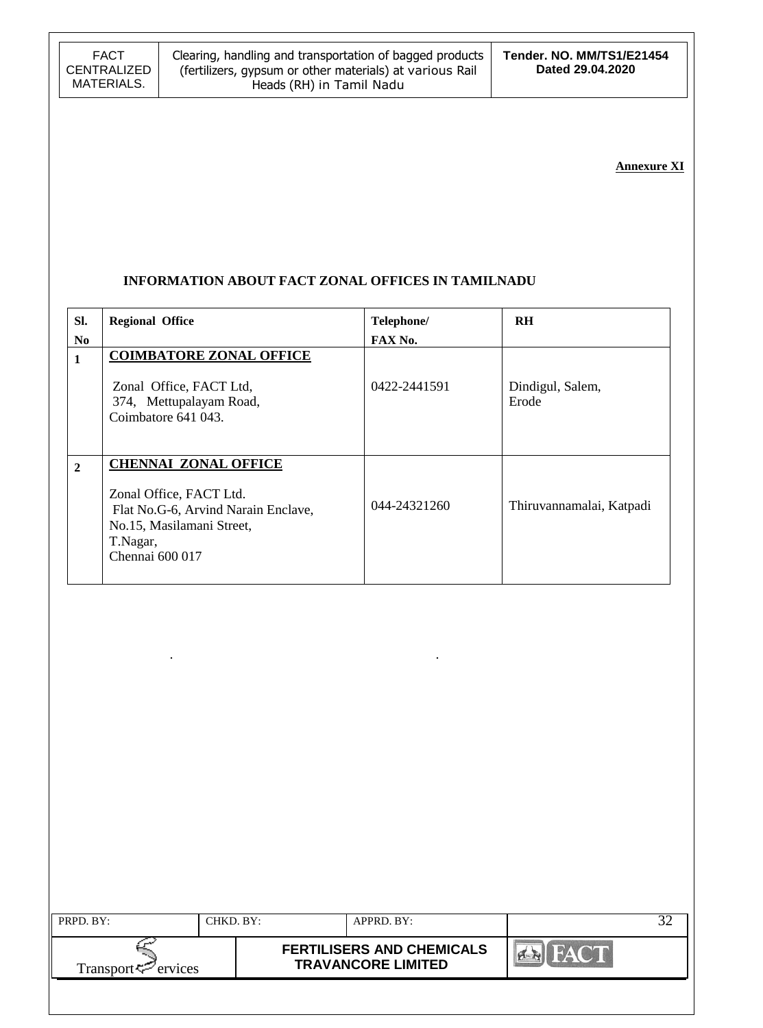**Annexure XI**

## INFORMATION ABOUT FACT ZONAL OFFICES IN TAMILNADU

| Sl. No | Regional Office | Telephone/ FAX No. | RH |
|---|---|---|---|
| 1 | **COIMBATORE ZONAL OFFICE**<br><br>Zonal Office, FACT Ltd,<br>374, Mettupalayam Road,<br>Coimbatore 641 043. | 0422-2441591 | Dindigul, Salem, Erode |
| 2 | **CHENNAI ZONAL OFFICE**<br><br>Zonal Office, FACT Ltd.<br>Flat No.G-6, Arvind Narain Enclave,<br>No.15, Masilamani Street,<br>T.Nagar,<br>Chennai 600 017 | 044-24321260 | Thiruvannamalai, Katpadi |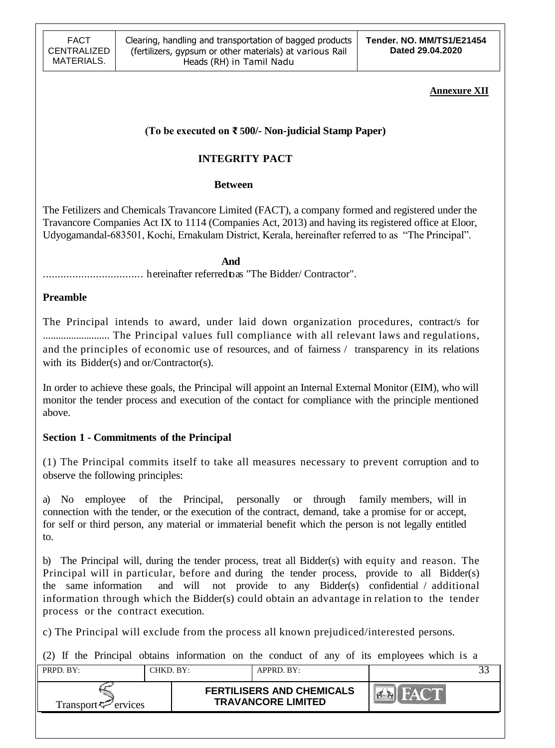**Annexure XII**

**(To be executed on ₹ 500/- Non-judicial Stamp Paper)**

## INTEGRITY PACT

**Between**

The Fetilizers and Chemicals Travancore Limited (FACT), a company formed and registered under the Travancore Companies Act IX to 1114 (Companies Act, 2013) and having its registered office at Eloor, Udyogamandal-683501, Kochi, Ernakulam District, Kerala, hereinafter referred to as "The Principal".

**And**

.................................. hereinafter referred to as "The Bidder/ Contractor".

### Preamble

The Principal intends to award, under laid down organization procedures, contract/s for .......................... The Principal values full compliance with all relevant laws and regulations, and the principles of economic use of resources, and of fairness / transparency in its relations with its Bidder(s) and or/Contractor(s).

In order to achieve these goals, the Principal will appoint an Internal External Monitor (EIM), who will monitor the tender process and execution of the contact for compliance with the principle mentioned above.

### Section 1 - Commitments of the Principal

(1) The Principal commits itself to take all measures necessary to prevent corruption and to observe the following principles:

a) No employee of the Principal, personally or through family members, will in connection with the tender, or the execution of the contract, demand, take a promise for or accept, for self or third person, any material or immaterial benefit which the person is not legally entitled to.

b) The Principal will, during the tender process, treat all Bidder(s) with equity and reason. The Principal will in particular, before and during the tender process, provide to all Bidder(s) the same information and will not provide to any Bidder(s) confidential / additional information through which the Bidder(s) could obtain an advantage in relation to the tender process or the contract execution.

c) The Principal will exclude from the process all known prejudiced/interested persons.

(2) If the Principal obtains information on the conduct of any of its employees which is a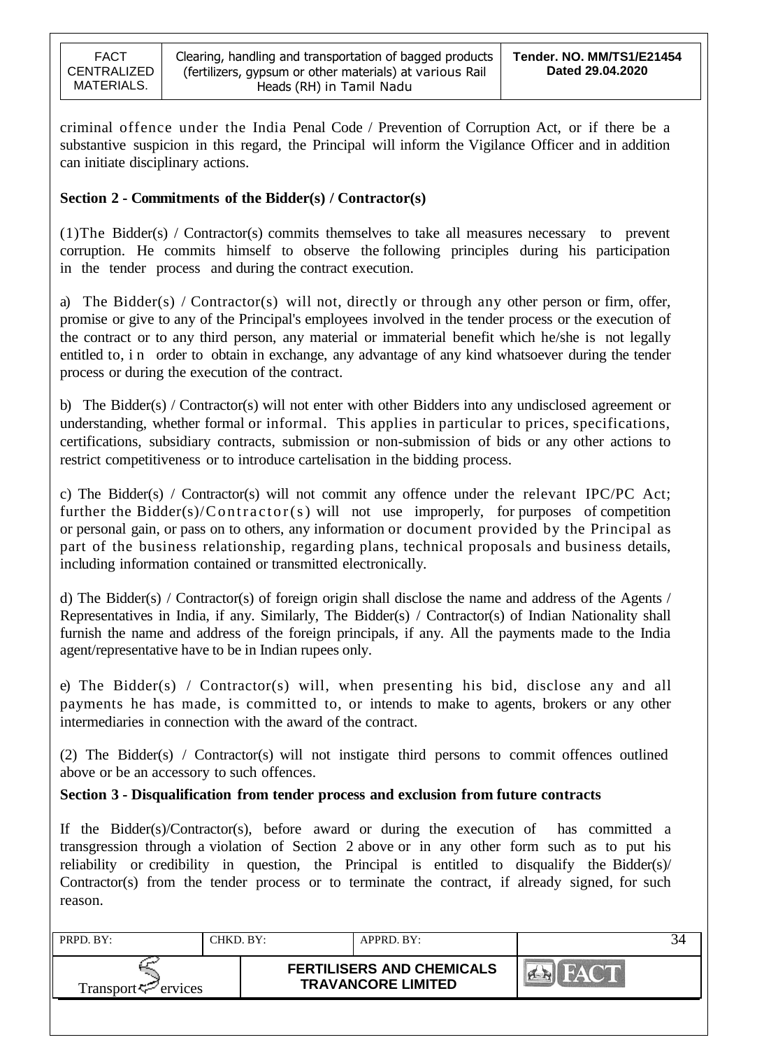criminal offence under the India Penal Code / Prevention of Corruption Act, or if there be a substantive suspicion in this regard, the Principal will inform the Vigilance Officer and in addition can initiate disciplinary actions.

**Section 2 - Commitments of the Bidder(s) / Contractor(s)**

(1)The Bidder(s) / Contractor(s) commits themselves to take all measures necessary to prevent corruption. He commits himself to observe the following principles during his participation in the tender process and during the contract execution.

a) The Bidder(s) / Contractor(s) will not, directly or through any other person or firm, offer, promise or give to any of the Principal's employees involved in the tender process or the execution of the contract or to any third person, any material or immaterial benefit which he/she is not legally entitled to, in order to obtain in exchange, any advantage of any kind whatsoever during the tender process or during the execution of the contract.

b) The Bidder(s) / Contractor(s) will not enter with other Bidders into any undisclosed agreement or understanding, whether formal or informal. This applies in particular to prices, specifications, certifications, subsidiary contracts, submission or non-submission of bids or any other actions to restrict competitiveness or to introduce cartelisation in the bidding process.

c) The Bidder(s) / Contractor(s) will not commit any offence under the relevant IPC/PC Act; further the Bidder(s)/Contractor(s) will not use improperly, for purposes of competition or personal gain, or pass on to others, any information or document provided by the Principal as part of the business relationship, regarding plans, technical proposals and business details, including information contained or transmitted electronically.

d) The Bidder(s) / Contractor(s) of foreign origin shall disclose the name and address of the Agents / Representatives in India, if any. Similarly, The Bidder(s) / Contractor(s) of Indian Nationality shall furnish the name and address of the foreign principals, if any. All the payments made to the India agent/representative have to be in Indian rupees only.

e) The Bidder(s) / Contractor(s) will, when presenting his bid, disclose any and all payments he has made, is committed to, or intends to make to agents, brokers or any other intermediaries in connection with the award of the contract.

(2) The Bidder(s) / Contractor(s) will not instigate third persons to commit offences outlined above or be an accessory to such offences.

**Section 3 - Disqualification from tender process and exclusion from future contracts**

If the Bidder(s)/Contractor(s), before award or during the execution of has committed a transgression through a violation of Section 2 above or in any other form such as to put his reliability or credibility in question, the Principal is entitled to disqualify the Bidder(s)/ Contractor(s) from the tender process or to terminate the contract, if already signed, for such reason.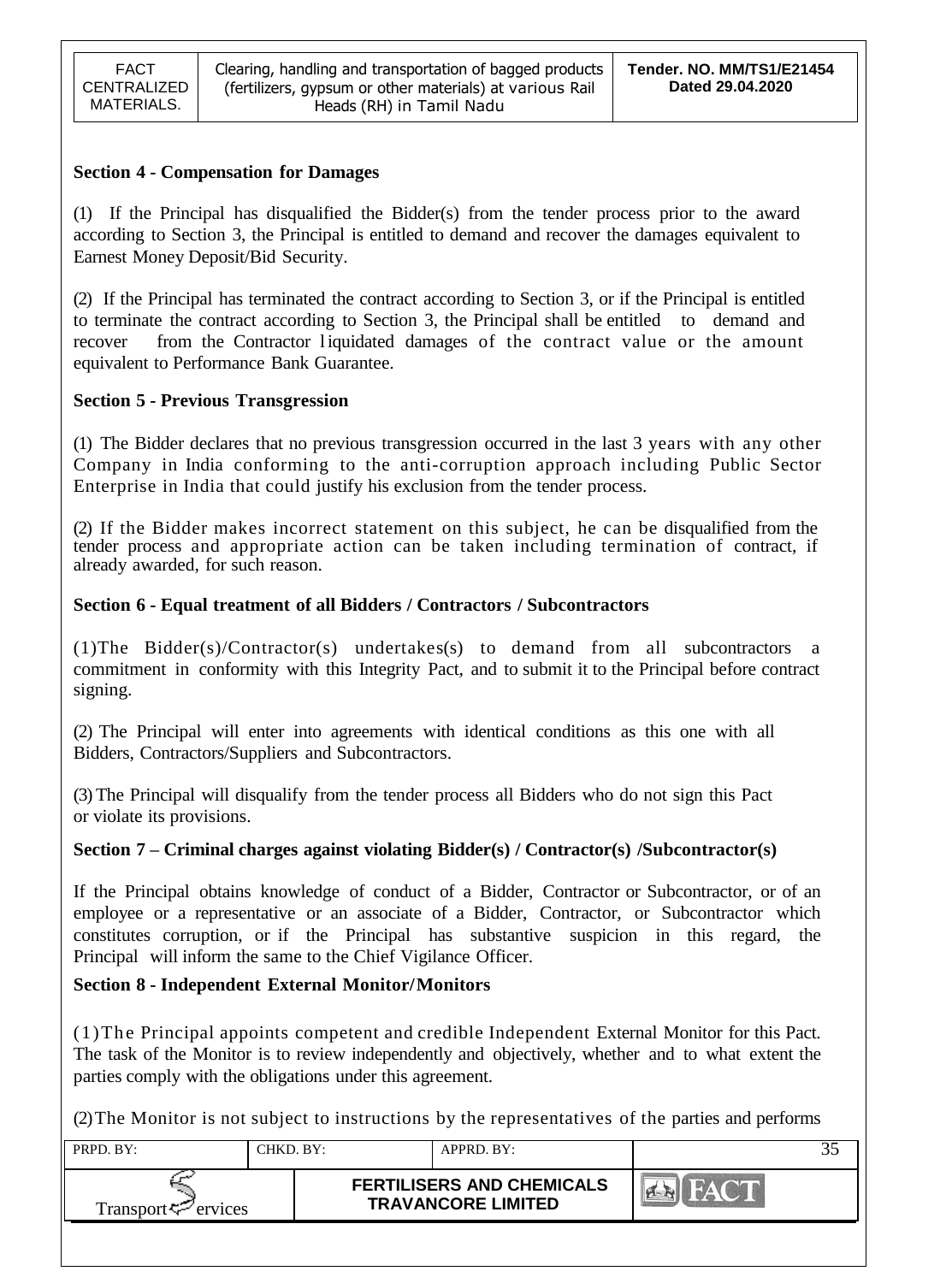### Section 4 - Compensation for Damages

(1) If the Principal has disqualified the Bidder(s) from the tender process prior to the award according to Section 3, the Principal is entitled to demand and recover the damages equivalent to Earnest Money Deposit/Bid Security.

(2) If the Principal has terminated the contract according to Section 3, or if the Principal is entitled to terminate the contract according to Section 3, the Principal shall be entitled to demand and recover from the Contractor liquidated damages of the contract value or the amount equivalent to Performance Bank Guarantee.

### Section 5 - Previous Transgression

(1) The Bidder declares that no previous transgression occurred in the last 3 years with any other Company in India conforming to the anti-corruption approach including Public Sector Enterprise in India that could justify his exclusion from the tender process.

(2) If the Bidder makes incorrect statement on this subject, he can be disqualified from the tender process and appropriate action can be taken including termination of contract, if already awarded, for such reason.

### Section 6 - Equal treatment of all Bidders / Contractors / Subcontractors

(1)The Bidder(s)/Contractor(s) undertakes(s) to demand from all subcontractors a commitment in conformity with this Integrity Pact, and to submit it to the Principal before contract signing.

(2) The Principal will enter into agreements with identical conditions as this one with all Bidders, Contractors/Suppliers and Subcontractors.

(3) The Principal will disqualify from the tender process all Bidders who do not sign this Pact or violate its provisions.

### Section 7 – Criminal charges against violating Bidder(s) / Contractor(s) /Subcontractor(s)

If the Principal obtains knowledge of conduct of a Bidder, Contractor or Subcontractor, or of an employee or a representative or an associate of a Bidder, Contractor, or Subcontractor which constitutes corruption, or if the Principal has substantive suspicion in this regard, the Principal will inform the same to the Chief Vigilance Officer.

### Section 8 - Independent External Monitor/Monitors

(1)The Principal appoints competent and credible Independent External Monitor for this Pact. The task of the Monitor is to review independently and objectively, whether and to what extent the parties comply with the obligations under this agreement.

(2)The Monitor is not subject to instructions by the representatives of the parties and performs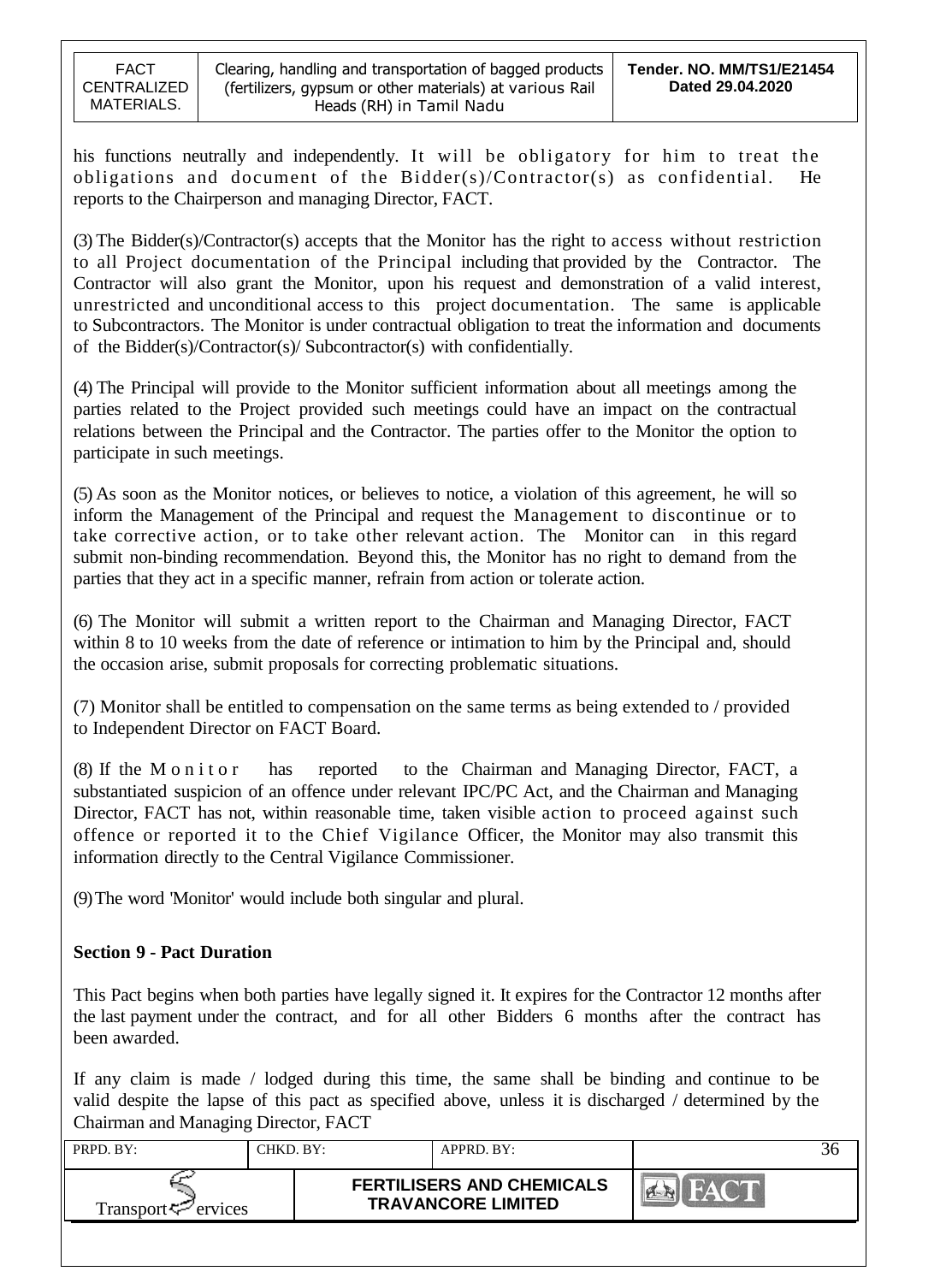his functions neutrally and independently. It will be obligatory for him to treat the obligations and document of the Bidder(s)/Contractor(s) as confidential. He reports to the Chairperson and managing Director, FACT.

(3) The Bidder(s)/Contractor(s) accepts that the Monitor has the right to access without restriction to all Project documentation of the Principal including that provided by the Contractor. The Contractor will also grant the Monitor, upon his request and demonstration of a valid interest, unrestricted and unconditional access to this project documentation. The same is applicable to Subcontractors. The Monitor is under contractual obligation to treat the information and documents of the Bidder(s)/Contractor(s)/ Subcontractor(s) with confidentially.

(4) The Principal will provide to the Monitor sufficient information about all meetings among the parties related to the Project provided such meetings could have an impact on the contractual relations between the Principal and the Contractor. The parties offer to the Monitor the option to participate in such meetings.

(5) As soon as the Monitor notices, or believes to notice, a violation of this agreement, he will so inform the Management of the Principal and request the Management to discontinue or to take corrective action, or to take other relevant action. The Monitor can in this regard submit non-binding recommendation. Beyond this, the Monitor has no right to demand from the parties that they act in a specific manner, refrain from action or tolerate action.

(6) The Monitor will submit a written report to the Chairman and Managing Director, FACT within 8 to 10 weeks from the date of reference or intimation to him by the Principal and, should the occasion arise, submit proposals for correcting problematic situations.

(7) Monitor shall be entitled to compensation on the same terms as being extended to / provided to Independent Director on FACT Board.

(8) If the Monitor has reported to the Chairman and Managing Director, FACT, a substantiated suspicion of an offence under relevant IPC/PC Act, and the Chairman and Managing Director, FACT has not, within reasonable time, taken visible action to proceed against such offence or reported it to the Chief Vigilance Officer, the Monitor may also transmit this information directly to the Central Vigilance Commissioner.

(9) The word 'Monitor' would include both singular and plural.

**Section 9 - Pact Duration**

This Pact begins when both parties have legally signed it. It expires for the Contractor 12 months after the last payment under the contract, and for all other Bidders 6 months after the contract has been awarded.

If any claim is made / lodged during this time, the same shall be binding and continue to be valid despite the lapse of this pact as specified above, unless it is discharged / determined by the Chairman and Managing Director, FACT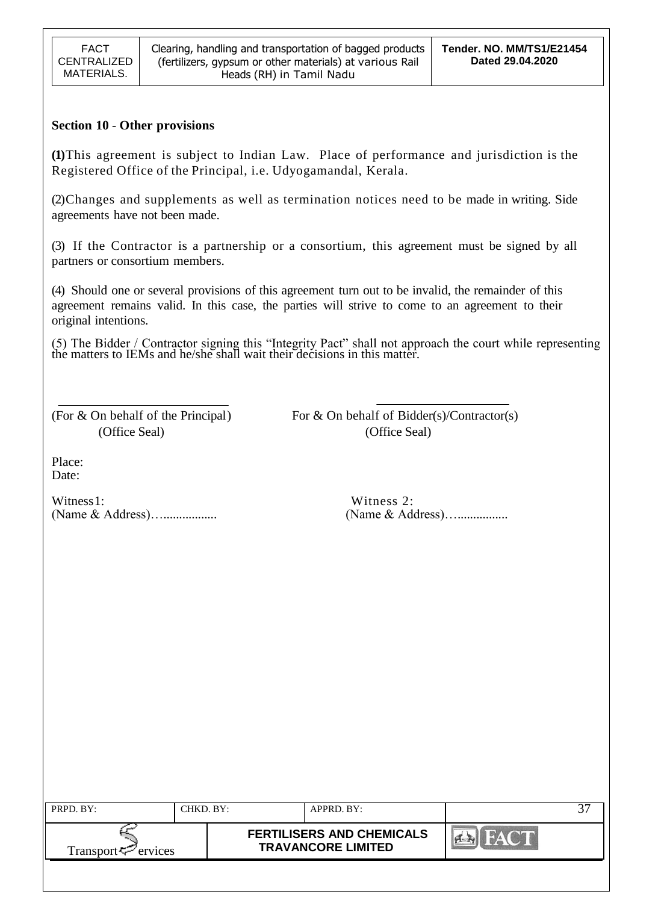## Section 10 - Other provisions

**(1)** This agreement is subject to Indian Law. Place of performance and jurisdiction is the Registered Office of the Principal, i.e. Udyogamandal, Kerala.

(2) Changes and supplements as well as termination notices need to be made in writing. Side agreements have not been made.

(3) If the Contractor is a partnership or a consortium, this agreement must be signed by all partners or consortium members.

(4) Should one or several provisions of this agreement turn out to be invalid, the remainder of this agreement remains valid. In this case, the parties will strive to come to an agreement to their original intentions.

(5) The Bidder / Contractor signing this "Integrity Pact" shall not approach the court while representing the matters to IEMs and he/she shall wait their decisions in this matter.

\_\_\_\_\_\_\_\_\_\_\_\_\_\_\_\_\_\_\_\_\_\_\_\_\_\_ \_\_\_\_\_\_\_\_\_\_\_\_\_\_\_\_\_\_\_\_\_\_

(For & On behalf of the Principal) For & On behalf of Bidder(s)/Contractor(s)

(Office Seal) (Office Seal)

Place:

Date:

Witness1: Witness 2:

(Name & Address)…................. (Name & Address)…...............